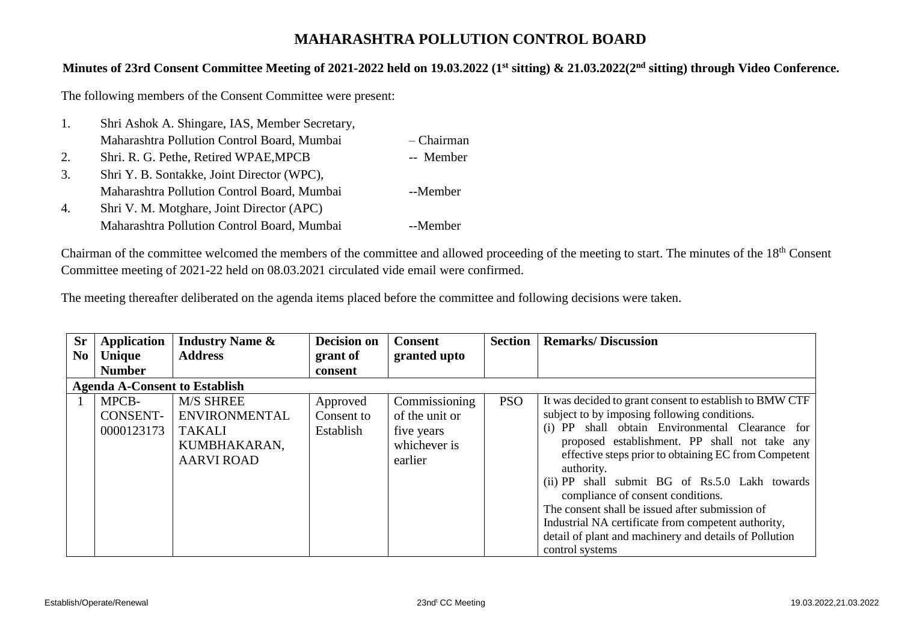# MAHARASHTRA POLLUTION CONTROL BOARD

**Minutes of 23rd Consent Committee Meeting of 2021-2022 held on 19.03.2022 (1st sitting) & 21.03.2022(2nd sitting) through Video Conference.**

The following members of the Consent Committee were present:

1. Shri Ashok A. Shingare, IAS, Member Secretary, Maharashtra Pollution Control Board, Mumbai – Chairman
2. Shri. R. G. Pethe, Retired WPAE,MPCB -- Member
3. Shri Y. B. Sontakke, Joint Director (WPC), Maharashtra Pollution Control Board, Mumbai --Member
4. Shri V. M. Motghare, Joint Director (APC) Maharashtra Pollution Control Board, Mumbai --Member

Chairman of the committee welcomed the members of the committee and allowed proceeding of the meeting to start. The minutes of the 18th Consent Committee meeting of 2021-22 held on 08.03.2021 circulated vide email were confirmed.

The meeting thereafter deliberated on the agenda items placed before the committee and following decisions were taken.

| Sr No | Application Unique Number | Industry Name & Address | Decision on grant of consent | Consent granted upto | Section | Remarks/ Discussion |
|---|---|---|---|---|---|---|
| **Agenda A-Consent to Establish** | | | | | | |
| 1 | MPCB-CONSENT-0000123173 | M/S SHREE ENVIRONMENTAL TAKALI KUMBHAKARAN, AARVI ROAD | Approved Consent to Establish | Commissioning of the unit or five years whichever is earlier | PSO | It was decided to grant consent to establish to BMW CTF subject to by imposing following conditions.<br>(i) PP shall obtain Environmental Clearance for proposed establishment. PP shall not take any effective steps prior to obtaining EC from Competent authority.<br>(ii) PP shall submit BG of Rs.5.0 Lakh towards compliance of consent conditions.<br>The consent shall be issued after submission of Industrial NA certificate from competent authority, detail of plant and machinery and details of Pollution control systems |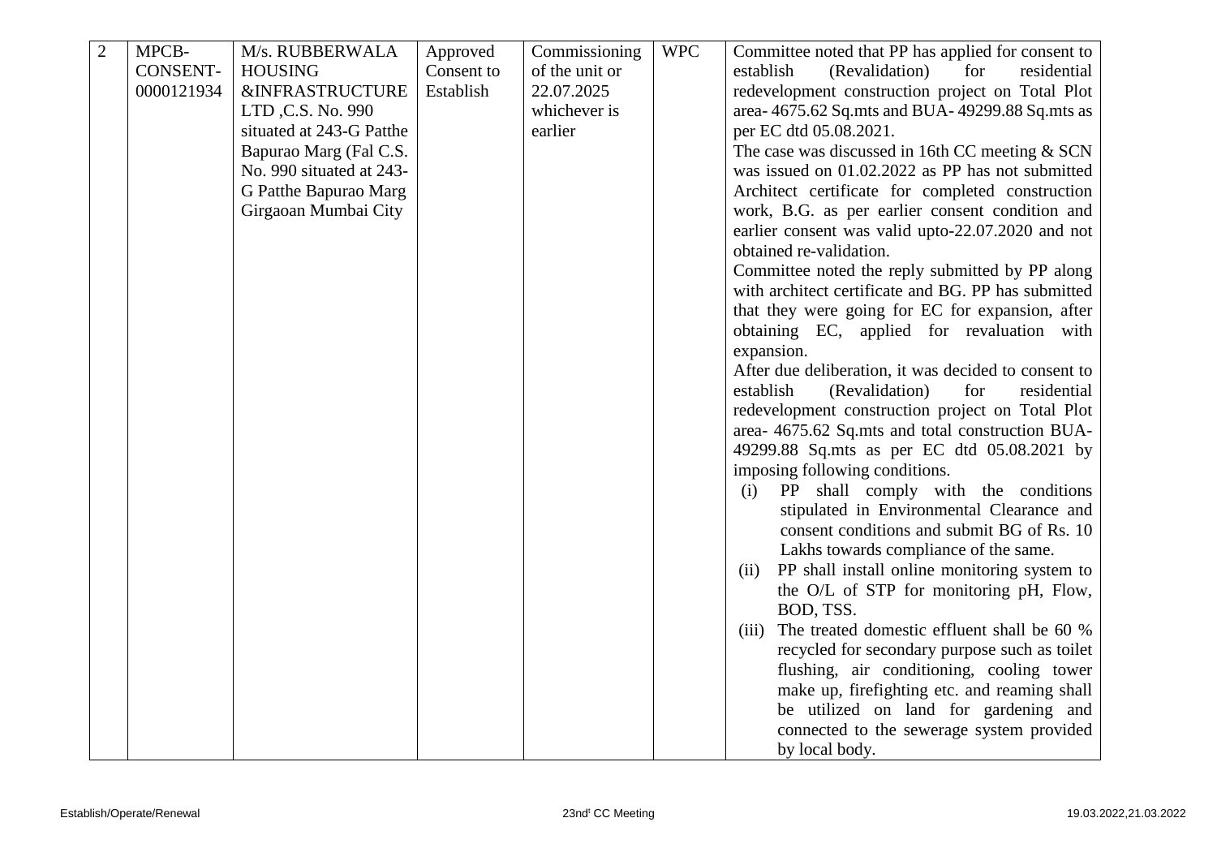| 2 | MPCB-CONSENT-0000121934 | M/s. RUBBERWALA HOUSING &INFRASTRUCTURE LTD ,C.S. No. 990 situated at 243-G Patthe Bapurao Marg (Fal C.S. No. 990 situated at 243-G Patthe Bapurao Marg Girgaoan Mumbai City | Approved Consent to Establish | Commissioning of the unit or 22.07.2025 whichever is earlier | WPC | Committee noted that PP has applied for consent to establish (Revalidation) for residential redevelopment construction project on Total Plot area- 4675.62 Sq.mts and BUA- 49299.88 Sq.mts as per EC dtd 05.08.2021.<br>The case was discussed in 16th CC meeting & SCN was issued on 01.02.2022 as PP has not submitted Architect certificate for completed construction work, B.G. as per earlier consent condition and earlier consent was valid upto-22.07.2020 and not obtained re-validation.<br>Committee noted the reply submitted by PP along with architect certificate and BG. PP has submitted that they were going for EC for expansion, after obtaining EC, applied for revaluation with expansion.<br>After due deliberation, it was decided to consent to establish (Revalidation) for residential redevelopment construction project on Total Plot area- 4675.62 Sq.mts and total construction BUA- 49299.88 Sq.mts as per EC dtd 05.08.2021 by imposing following conditions.<br>(i) PP shall comply with the conditions stipulated in Environmental Clearance and consent conditions and submit BG of Rs. 10 Lakhs towards compliance of the same.<br>(ii) PP shall install online monitoring system to the O/L of STP for monitoring pH, Flow, BOD, TSS.<br>(iii) The treated domestic effluent shall be 60 % recycled for secondary purpose such as toilet flushing, air conditioning, cooling tower make up, firefighting etc. and reaming shall be utilized on land for gardening and connected to the sewerage system provided by local body. |
|---|---|---|---|---|---|---|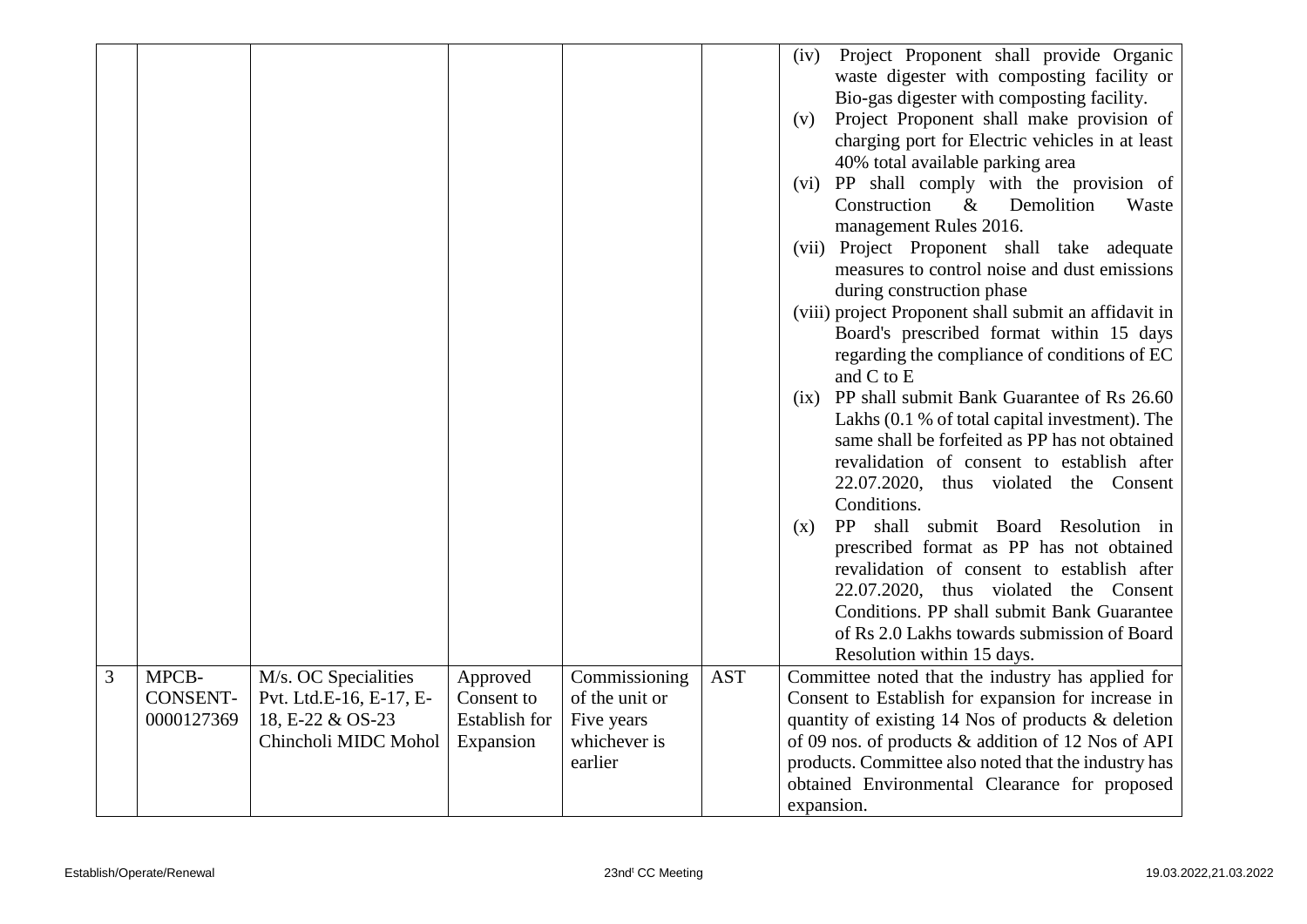| | | | | | | |
|---|---|---|---|---|---|---|
| | | | | | | (iv) Project Proponent shall provide Organic waste digester with composting facility or Bio-gas digester with composting facility.<br>(v) Project Proponent shall make provision of charging port for Electric vehicles in at least 40% total available parking area<br>(vi) PP shall comply with the provision of Construction & Demolition Waste management Rules 2016.<br>(vii) Project Proponent shall take adequate measures to control noise and dust emissions during construction phase<br>(viii) project Proponent shall submit an affidavit in Board's prescribed format within 15 days regarding the compliance of conditions of EC and C to E<br>(ix) PP shall submit Bank Guarantee of Rs 26.60 Lakhs (0.1 % of total capital investment). The same shall be forfeited as PP has not obtained revalidation of consent to establish after 22.07.2020, thus violated the Consent Conditions.<br>(x) PP shall submit Board Resolution in prescribed format as PP has not obtained revalidation of consent to establish after 22.07.2020, thus violated the Consent Conditions. PP shall submit Bank Guarantee of Rs 2.0 Lakhs towards submission of Board Resolution within 15 days. |
| 3 | MPCB-CONSENT-0000127369 | M/s. OC Specialities Pvt. Ltd.E-16, E-17, E-18, E-22 & OS-23 Chincholi MIDC Mohol | Approved Consent to Establish for Expansion | Commissioning of the unit or Five years whichever is earlier | AST | Committee noted that the industry has applied for Consent to Establish for expansion for increase in quantity of existing 14 Nos of products & deletion of 09 nos. of products & addition of 12 Nos of API products. Committee also noted that the industry has obtained Environmental Clearance for proposed expansion. |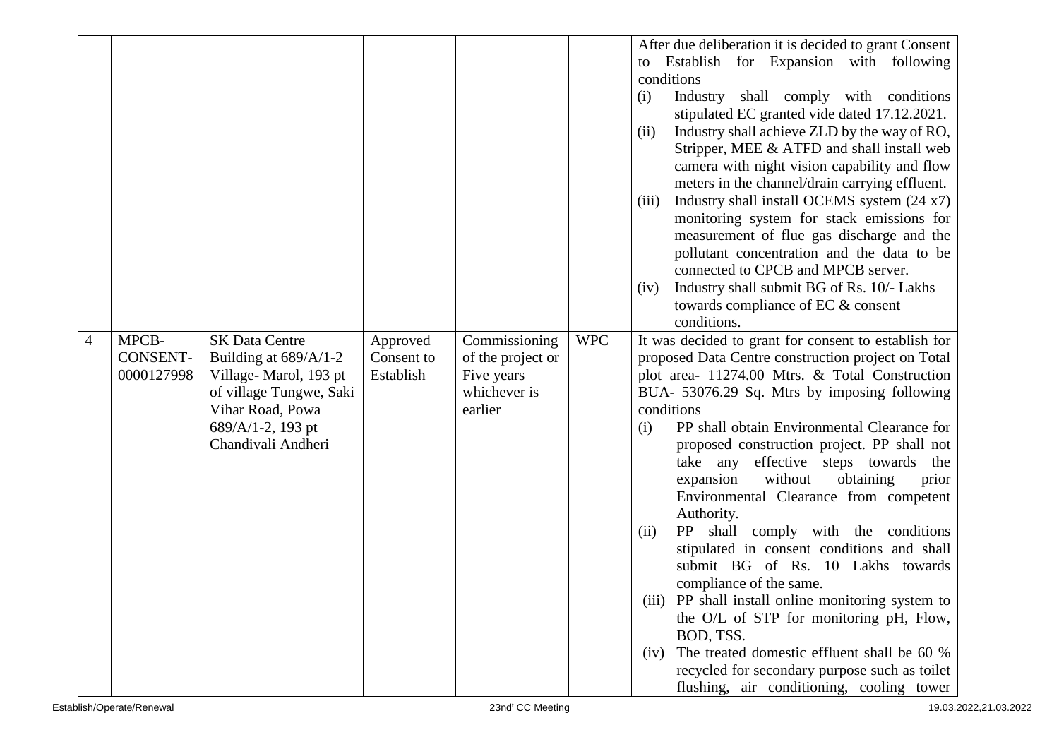| | | | | | | |
|---|---|---|---|---|---|---|
| | | | | | | After due deliberation it is decided to grant Consent to Establish for Expansion with following conditions<br>(i) Industry shall comply with conditions stipulated EC granted vide dated 17.12.2021.<br>(ii) Industry shall achieve ZLD by the way of RO, Stripper, MEE & ATFD and shall install web camera with night vision capability and flow meters in the channel/drain carrying effluent.<br>(iii) Industry shall install OCEMS system (24 x7) monitoring system for stack emissions for measurement of flue gas discharge and the pollutant concentration and the data to be connected to CPCB and MPCB server.<br>(iv) Industry shall submit BG of Rs. 10/- Lakhs towards compliance of EC & consent conditions. |
| 4 | MPCB-CONSENT-0000127998 | SK Data Centre Building at 689/A/1-2 Village- Marol, 193 pt of village Tungwe, Saki Vihar Road, Powa 689/A/1-2, 193 pt Chandivali Andheri | Approved Consent to Establish | Commissioning of the project or Five years whichever is earlier | WPC | It was decided to grant for consent to establish for proposed Data Centre construction project on Total plot area- 11274.00 Mtrs. & Total Construction BUA- 53076.29 Sq. Mtrs by imposing following conditions<br>(i) PP shall obtain Environmental Clearance for proposed construction project. PP shall not take any effective steps towards the expansion without obtaining prior Environmental Clearance from competent Authority.<br>(ii) PP shall comply with the conditions stipulated in consent conditions and shall submit BG of Rs. 10 Lakhs towards compliance of the same.<br>(iii) PP shall install online monitoring system to the O/L of STP for monitoring pH, Flow, BOD, TSS.<br>(iv) The treated domestic effluent shall be 60 % recycled for secondary purpose such as toilet flushing, air conditioning, cooling tower |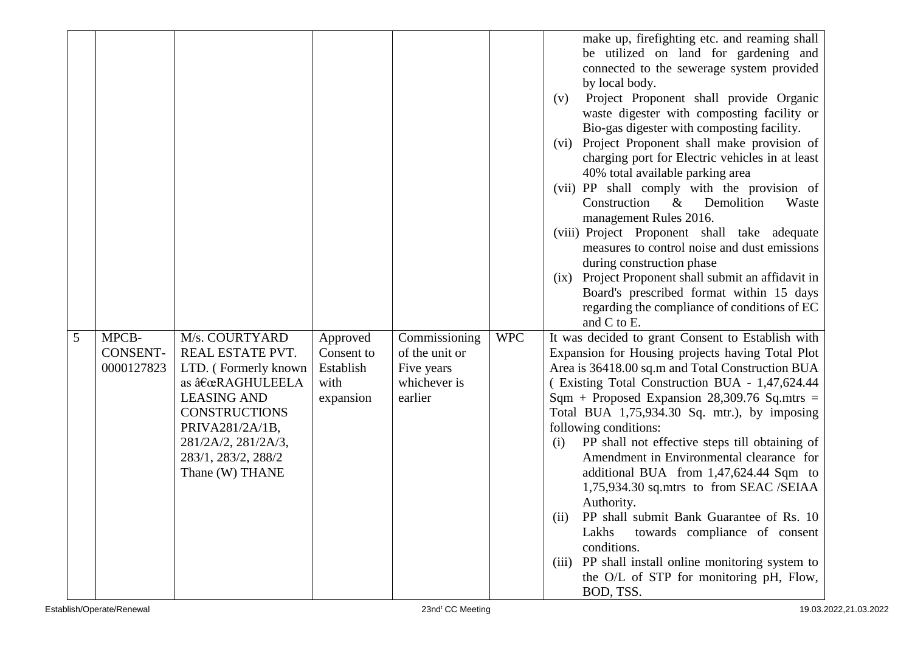| | | | | | | |
|---|---|---|---|---|---|---|
| | | | | | | make up, firefighting etc. and reaming shall be utilized on land for gardening and connected to the sewerage system provided by local body.<br>(v) Project Proponent shall provide Organic waste digester with composting facility or Bio-gas digester with composting facility.<br>(vi) Project Proponent shall make provision of charging port for Electric vehicles in at least 40% total available parking area<br>(vii) PP shall comply with the provision of Construction & Demolition Waste management Rules 2016.<br>(viii) Project Proponent shall take adequate measures to control noise and dust emissions during construction phase<br>(ix) Project Proponent shall submit an affidavit in Board's prescribed format within 15 days regarding the compliance of conditions of EC and C to E. |
| 5 | MPCB-CONSENT-0000127823 | M/s. COURTYARD REAL ESTATE PVT. LTD. ( Formerly known as â€œRAGHULEELA LEASING AND CONSTRUCTIONS PRIVA281/2A/1B, 281/2A/2, 281/2A/3, 283/1, 283/2, 288/2 Thane (W) THANE | Approved Consent to Establish with expansion | Commissioning of the unit or Five years whichever is earlier | WPC | It was decided to grant Consent to Establish with Expansion for Housing projects having Total Plot Area is 36418.00 sq.m and Total Construction BUA ( Existing Total Construction BUA - 1,47,624.44 Sqm + Proposed Expansion 28,309.76 Sq.mtrs = Total BUA 1,75,934.30 Sq. mtr.), by imposing following conditions:<br>(i) PP shall not effective steps till obtaining of Amendment in Environmental clearance for additional BUA from 1,47,624.44 Sqm to 1,75,934.30 sq.mtrs to from SEAC /SEIAA Authority.<br>(ii) PP shall submit Bank Guarantee of Rs. 10 Lakhs towards compliance of consent conditions.<br>(iii) PP shall install online monitoring system to the O/L of STP for monitoring pH, Flow, BOD, TSS. |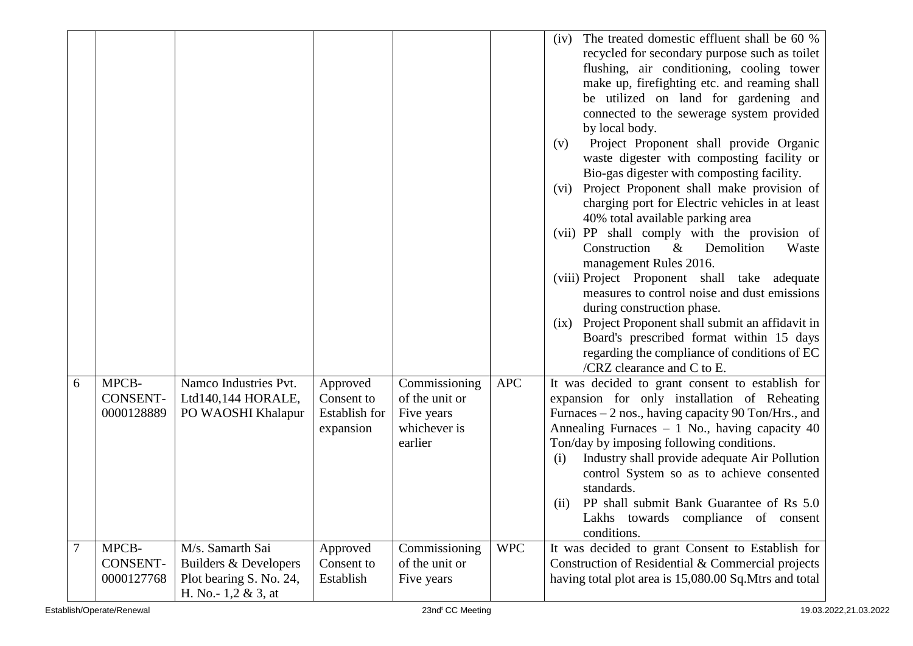| | | | | | | |
|---|---|---|---|---|---|---|
| | | | | | | (iv) The treated domestic effluent shall be 60 % recycled for secondary purpose such as toilet flushing, air conditioning, cooling tower make up, firefighting etc. and reaming shall be utilized on land for gardening and connected to the sewerage system provided by local body.<br>(v) Project Proponent shall provide Organic waste digester with composting facility or Bio-gas digester with composting facility.<br>(vi) Project Proponent shall make provision of charging port for Electric vehicles in at least 40% total available parking area<br>(vii) PP shall comply with the provision of Construction & Demolition Waste management Rules 2016.<br>(viii) Project Proponent shall take adequate measures to control noise and dust emissions during construction phase.<br>(ix) Project Proponent shall submit an affidavit in Board's prescribed format within 15 days regarding the compliance of conditions of EC /CRZ clearance and C to E. |
| 6 | MPCB-CONSENT-0000128889 | Namco Industries Pvt. Ltd140,144 HORALE, PO WAOSHI Khalapur | Approved Consent to Establish for expansion | Commissioning of the unit or Five years whichever is earlier | APC | It was decided to grant consent to establish for expansion for only installation of Reheating Furnaces – 2 nos., having capacity 90 Ton/Hrs., and Annealing Furnaces – 1 No., having capacity 40 Ton/day by imposing following conditions.<br>(i) Industry shall provide adequate Air Pollution control System so as to achieve consented standards.<br>(ii) PP shall submit Bank Guarantee of Rs 5.0 Lakhs towards compliance of consent conditions. |
| 7 | MPCB-CONSENT-0000127768 | M/s. Samarth Sai Builders & Developers Plot bearing S. No. 24, H. No.- 1,2 & 3, at | Approved Consent to Establish | Commissioning of the unit or Five years | WPC | It was decided to grant Consent to Establish for Construction of Residential & Commercial projects having total plot area is 15,080.00 Sq.Mtrs and total |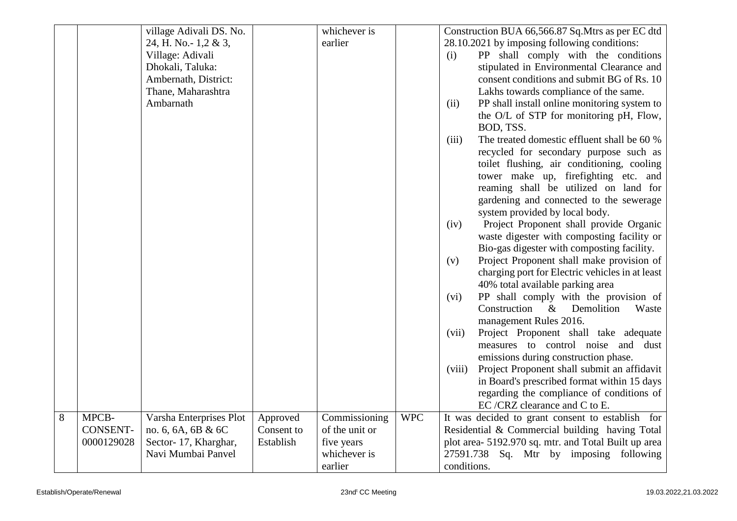| | | | | | | |
|---|---|---|---|---|---|---|
| | | village Adivali DS. No. 24, H. No.- 1,2 & 3, Village: Adivali Dhokali, Taluka: Ambernath, District: Thane, Maharashtra Ambarnath | | whichever is earlier | | Construction BUA 66,566.87 Sq.Mtrs as per EC dtd 28.10.2021 by imposing following conditions:<br>(i) PP shall comply with the conditions stipulated in Environmental Clearance and consent conditions and submit BG of Rs. 10 Lakhs towards compliance of the same.<br>(ii) PP shall install online monitoring system to the O/L of STP for monitoring pH, Flow, BOD, TSS.<br>(iii) The treated domestic effluent shall be 60 % recycled for secondary purpose such as toilet flushing, air conditioning, cooling tower make up, firefighting etc. and reaming shall be utilized on land for gardening and connected to the sewerage system provided by local body.<br>(iv) Project Proponent shall provide Organic waste digester with composting facility or Bio-gas digester with composting facility.<br>(v) Project Proponent shall make provision of charging port for Electric vehicles in at least 40% total available parking area<br>(vi) PP shall comply with the provision of Construction & Demolition Waste management Rules 2016.<br>(vii) Project Proponent shall take adequate measures to control noise and dust emissions during construction phase.<br>(viii) Project Proponent shall submit an affidavit in Board's prescribed format within 15 days regarding the compliance of conditions of EC /CRZ clearance and C to E. |
| 8 | MPCB-CONSENT-0000129028 | Varsha Enterprises Plot no. 6, 6A, 6B & 6C Sector- 17, Kharghar, Navi Mumbai Panvel | Approved Consent to Establish | Commissioning of the unit or five years whichever is earlier | WPC | It was decided to grant consent to establish for Residential & Commercial building having Total plot area- 5192.970 sq. mtr. and Total Built up area 27591.738 Sq. Mtr by imposing following conditions. |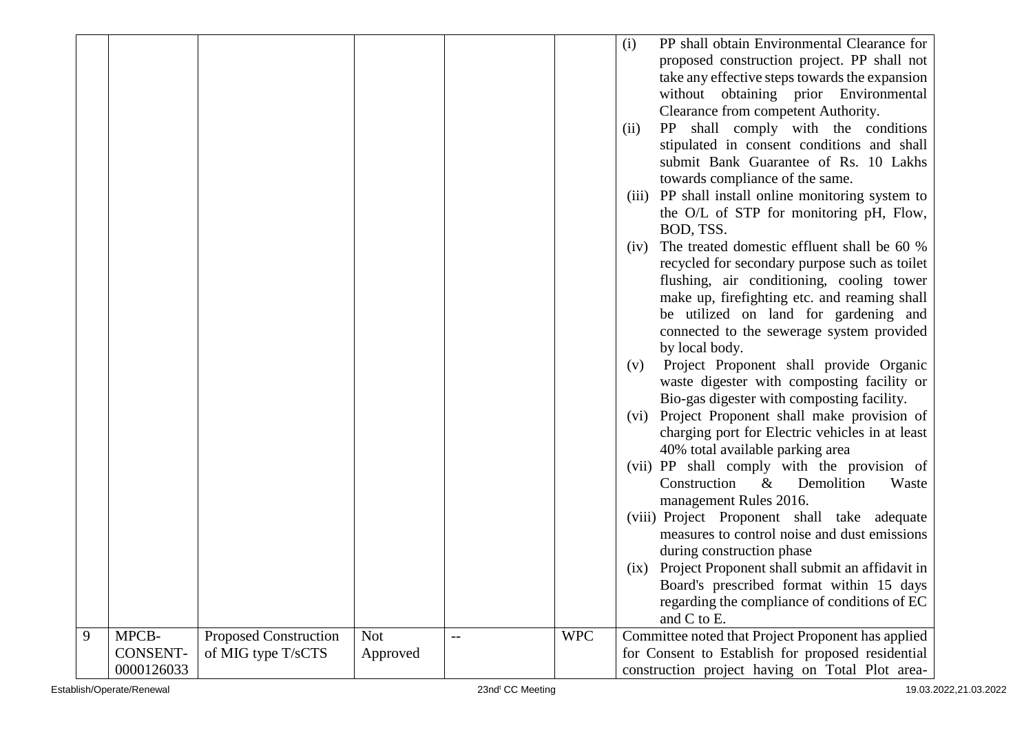| | | | | | | |
|---|---|---|---|---|---|---|
| | | | | | | (i) PP shall obtain Environmental Clearance for proposed construction project. PP shall not take any effective steps towards the expansion without obtaining prior Environmental Clearance from competent Authority.<br>(ii) PP shall comply with the conditions stipulated in consent conditions and shall submit Bank Guarantee of Rs. 10 Lakhs towards compliance of the same.<br>(iii) PP shall install online monitoring system to the O/L of STP for monitoring pH, Flow, BOD, TSS.<br>(iv) The treated domestic effluent shall be 60 % recycled for secondary purpose such as toilet flushing, air conditioning, cooling tower make up, firefighting etc. and reaming shall be utilized on land for gardening and connected to the sewerage system provided by local body.<br>(v) Project Proponent shall provide Organic waste digester with composting facility or Bio-gas digester with composting facility.<br>(vi) Project Proponent shall make provision of charging port for Electric vehicles in at least 40% total available parking area<br>(vii) PP shall comply with the provision of Construction & Demolition Waste management Rules 2016.<br>(viii) Project Proponent shall take adequate measures to control noise and dust emissions during construction phase<br>(ix) Project Proponent shall submit an affidavit in Board's prescribed format within 15 days regarding the compliance of conditions of EC and C to E. |
| 9 | MPCB-CONSENT-0000126033 | Proposed Construction of MIG type T/sCTS | Not Approved | -- | WPC | Committee noted that Project Proponent has applied for Consent to Establish for proposed residential construction project having on Total Plot area- |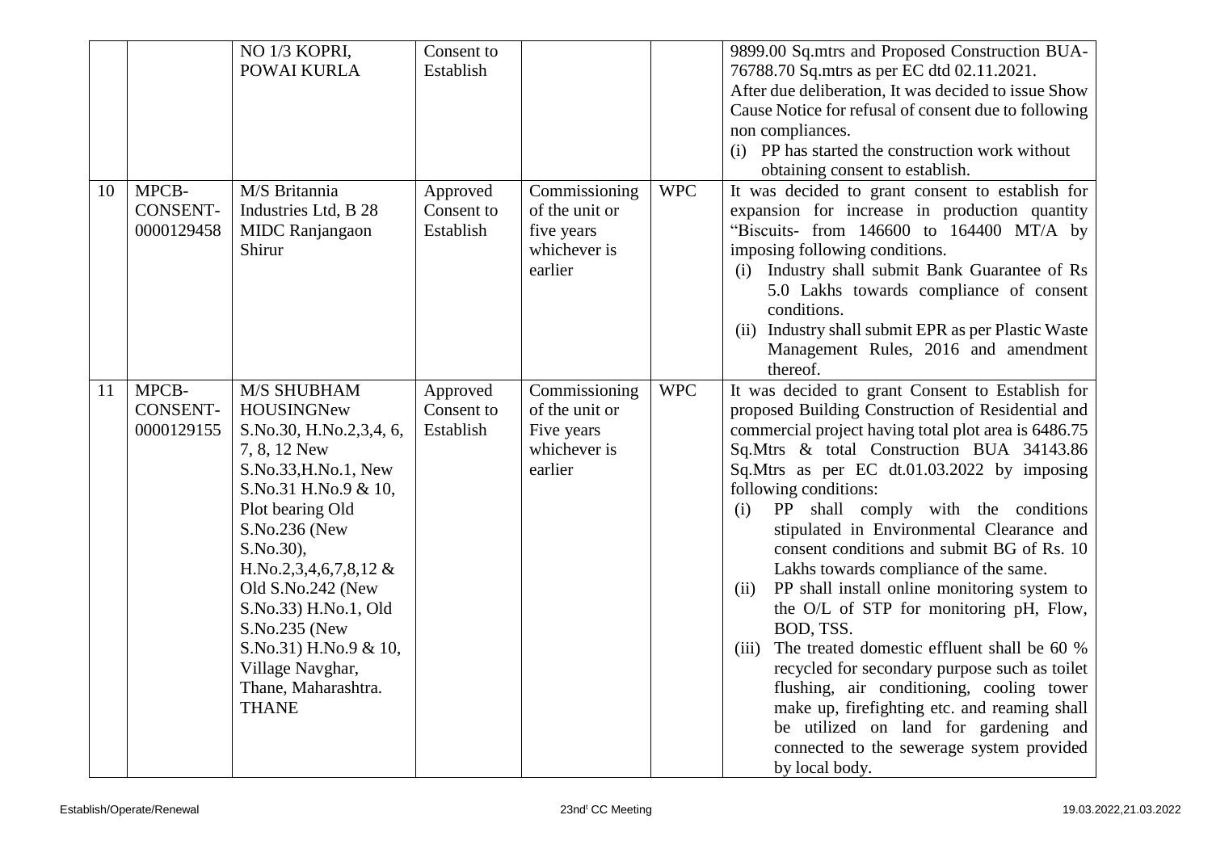| | | | | | | |
|---|---|---|---|---|---|---|
| | | NO 1/3 KOPRI, POWAI KURLA | Consent to Establish | | | 9899.00 Sq.mtrs and Proposed Construction BUA-76788.70 Sq.mtrs as per EC dtd 02.11.2021.<br>After due deliberation, It was decided to issue Show Cause Notice for refusal of consent due to following non compliances.<br>(i) PP has started the construction work without obtaining consent to establish. |
| 10 | MPCB-CONSENT-0000129458 | M/S Britannia Industries Ltd, B 28 MIDC Ranjangaon Shirur | Approved Consent to Establish | Commissioning of the unit or five years whichever is earlier | WPC | It was decided to grant consent to establish for expansion for increase in production quantity "Biscuits- from 146600 to 164400 MT/A by imposing following conditions.<br>(i) Industry shall submit Bank Guarantee of Rs 5.0 Lakhs towards compliance of consent conditions.<br>(ii) Industry shall submit EPR as per Plastic Waste Management Rules, 2016 and amendment thereof. |
| 11 | MPCB-CONSENT-0000129155 | M/S SHUBHAM HOUSINGNew S.No.30, H.No.2,3,4, 6, 7, 8, 12 New S.No.33,H.No.1, New S.No.31 H.No.9 & 10, Plot bearing Old S.No.236 (New S.No.30), H.No.2,3,4,6,7,8,12 & Old S.No.242 (New S.No.33) H.No.1, Old S.No.235 (New S.No.31) H.No.9 & 10, Village Navghar, Thane, Maharashtra. THANE | Approved Consent to Establish | Commissioning of the unit or Five years whichever is earlier | WPC | It was decided to grant Consent to Establish for proposed Building Construction of Residential and commercial project having total plot area is 6486.75 Sq.Mtrs & total Construction BUA 34143.86 Sq.Mtrs as per EC dt.01.03.2022 by imposing following conditions:<br>(i) PP shall comply with the conditions stipulated in Environmental Clearance and consent conditions and submit BG of Rs. 10 Lakhs towards compliance of the same.<br>(ii) PP shall install online monitoring system to the O/L of STP for monitoring pH, Flow, BOD, TSS.<br>(iii) The treated domestic effluent shall be 60 % recycled for secondary purpose such as toilet flushing, air conditioning, cooling tower make up, firefighting etc. and reaming shall be utilized on land for gardening and connected to the sewerage system provided by local body. |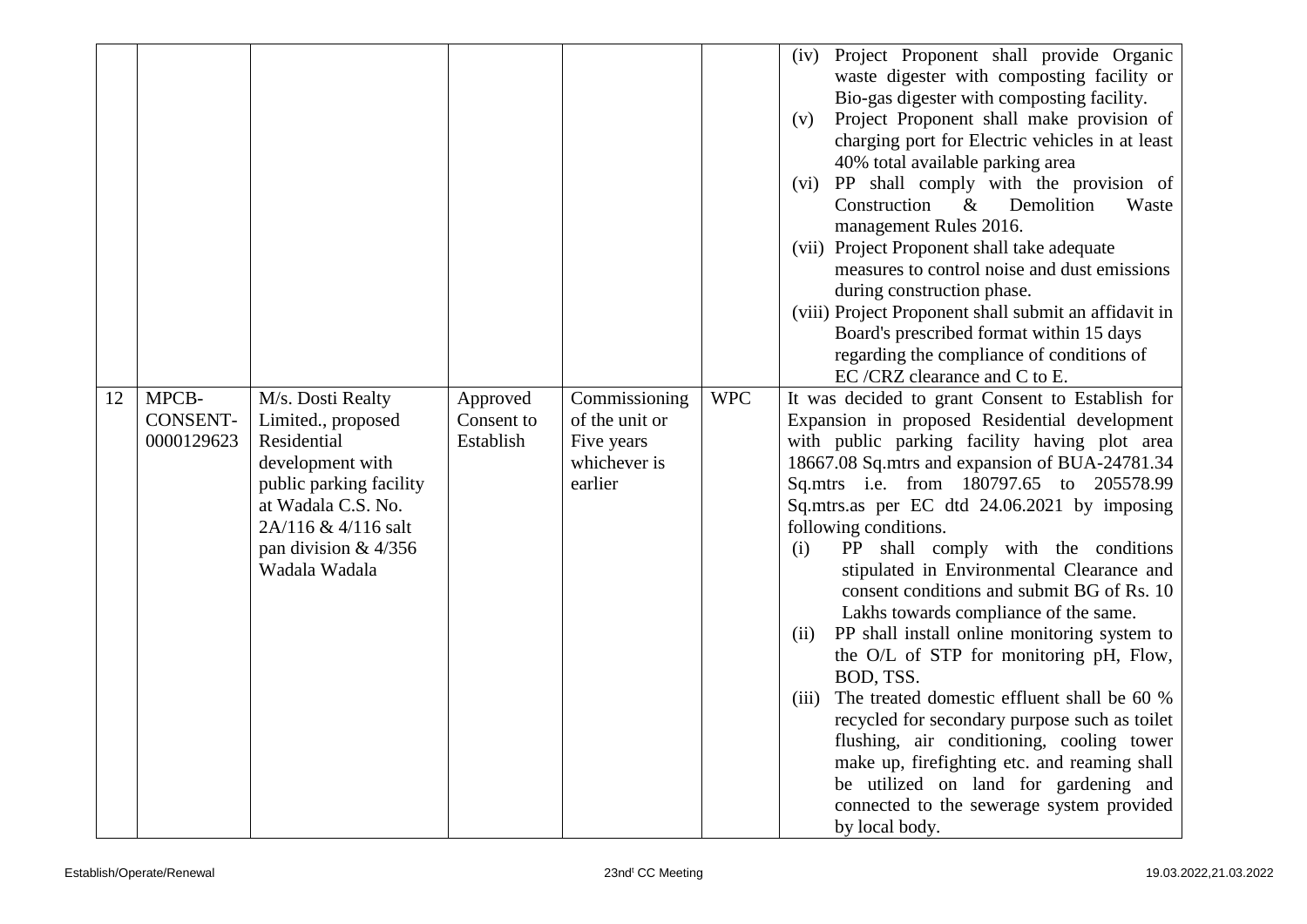| | | | | | | |
|---|---|---|---|---|---|---|
| | | | | | | (iv) Project Proponent shall provide Organic waste digester with composting facility or Bio-gas digester with composting facility.<br>(v) Project Proponent shall make provision of charging port for Electric vehicles in at least 40% total available parking area<br>(vi) PP shall comply with the provision of Construction & Demolition Waste management Rules 2016.<br>(vii) Project Proponent shall take adequate measures to control noise and dust emissions during construction phase.<br>(viii) Project Proponent shall submit an affidavit in Board's prescribed format within 15 days regarding the compliance of conditions of EC /CRZ clearance and C to E. |
| 12 | MPCB-CONSENT-0000129623 | M/s. Dosti Realty Limited., proposed Residential development with public parking facility at Wadala C.S. No. 2A/116 & 4/116 salt pan division & 4/356 Wadala Wadala | Approved Consent to Establish | Commissioning of the unit or Five years whichever is earlier | WPC | It was decided to grant Consent to Establish for Expansion in proposed Residential development with public parking facility having plot area 18667.08 Sq.mtrs and expansion of BUA-24781.34 Sq.mtrs i.e. from 180797.65 to 205578.99 Sq.mtrs.as per EC dtd 24.06.2021 by imposing following conditions.<br>(i) PP shall comply with the conditions stipulated in Environmental Clearance and consent conditions and submit BG of Rs. 10 Lakhs towards compliance of the same.<br>(ii) PP shall install online monitoring system to the O/L of STP for monitoring pH, Flow, BOD, TSS.<br>(iii) The treated domestic effluent shall be 60 % recycled for secondary purpose such as toilet flushing, air conditioning, cooling tower make up, firefighting etc. and reaming shall be utilized on land for gardening and connected to the sewerage system provided by local body. |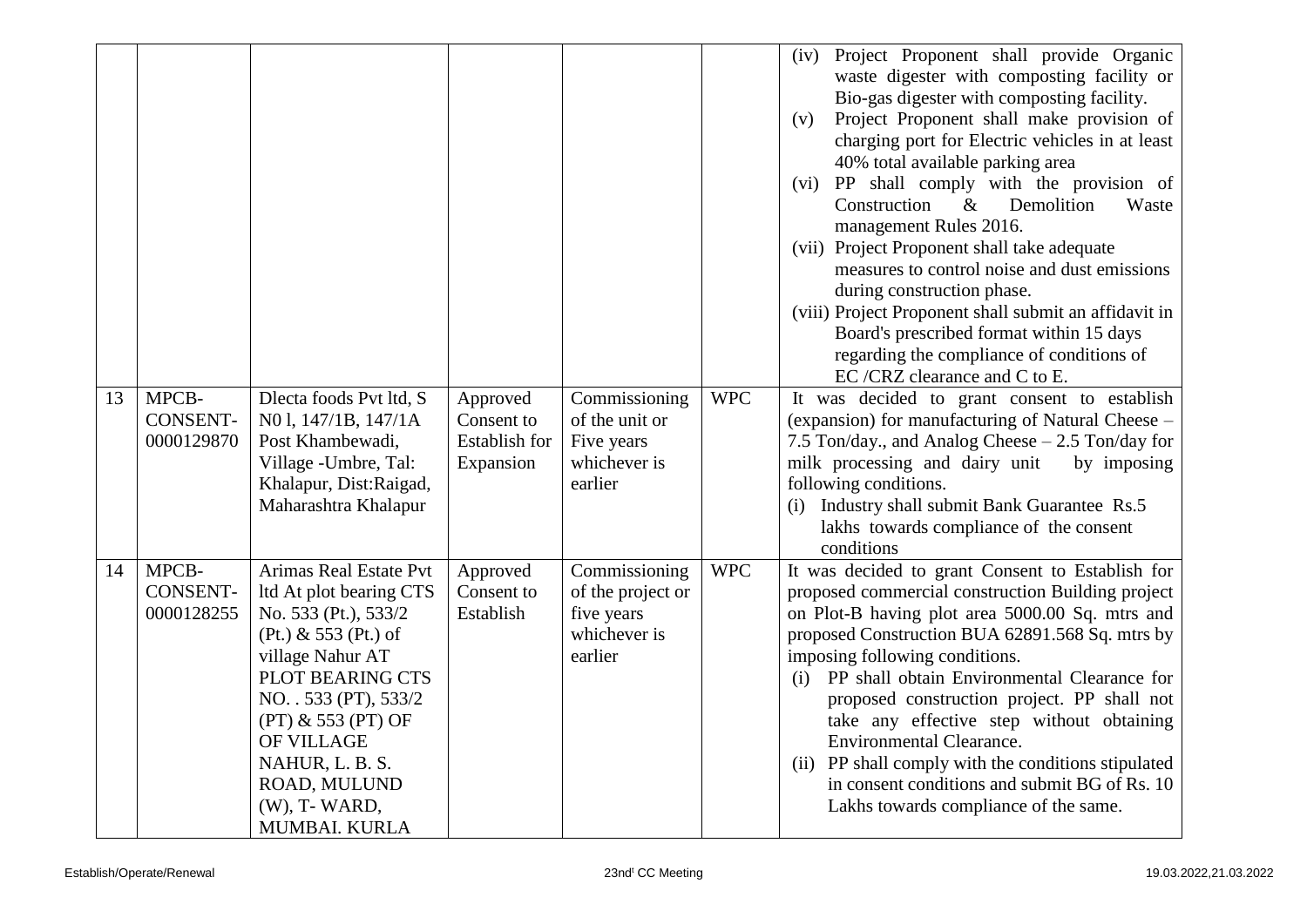| | | | | | | |
|---|---|---|---|---|---|---|
| | | | | | | (iv) Project Proponent shall provide Organic waste digester with composting facility or Bio-gas digester with composting facility.<br>(v) Project Proponent shall make provision of charging port for Electric vehicles in at least 40% total available parking area<br>(vi) PP shall comply with the provision of Construction & Demolition Waste management Rules 2016.<br>(vii) Project Proponent shall take adequate measures to control noise and dust emissions during construction phase.<br>(viii) Project Proponent shall submit an affidavit in Board's prescribed format within 15 days regarding the compliance of conditions of EC /CRZ clearance and C to E. |
| 13 | MPCB-CONSENT-0000129870 | Dlecta foods Pvt ltd, S N0 l, 147/1B, 147/1A Post Khambewadi, Village -Umbre, Tal: Khalapur, Dist:Raigad, Maharashtra Khalapur | Approved Consent to Establish for Expansion | Commissioning of the unit or Five years whichever is earlier | WPC | It was decided to grant consent to establish (expansion) for manufacturing of Natural Cheese – 7.5 Ton/day., and Analog Cheese – 2.5 Ton/day for milk processing and dairy unit by imposing following conditions.<br>(i) Industry shall submit Bank Guarantee Rs.5 lakhs towards compliance of the consent conditions |
| 14 | MPCB-CONSENT-0000128255 | Arimas Real Estate Pvt ltd At plot bearing CTS No. 533 (Pt.), 533/2 (Pt.) & 553 (Pt.) of village Nahur AT PLOT BEARING CTS NO. . 533 (PT), 533/2 (PT) & 553 (PT) OF OF VILLAGE NAHUR, L. B. S. ROAD, MULUND (W), T- WARD, MUMBAI. KURLA | Approved Consent to Establish | Commissioning of the project or five years whichever is earlier | WPC | It was decided to grant Consent to Establish for proposed commercial construction Building project on Plot-B having plot area 5000.00 Sq. mtrs and proposed Construction BUA 62891.568 Sq. mtrs by imposing following conditions.<br>(i) PP shall obtain Environmental Clearance for proposed construction project. PP shall not take any effective step without obtaining Environmental Clearance.<br>(ii) PP shall comply with the conditions stipulated in consent conditions and submit BG of Rs. 10 Lakhs towards compliance of the same. |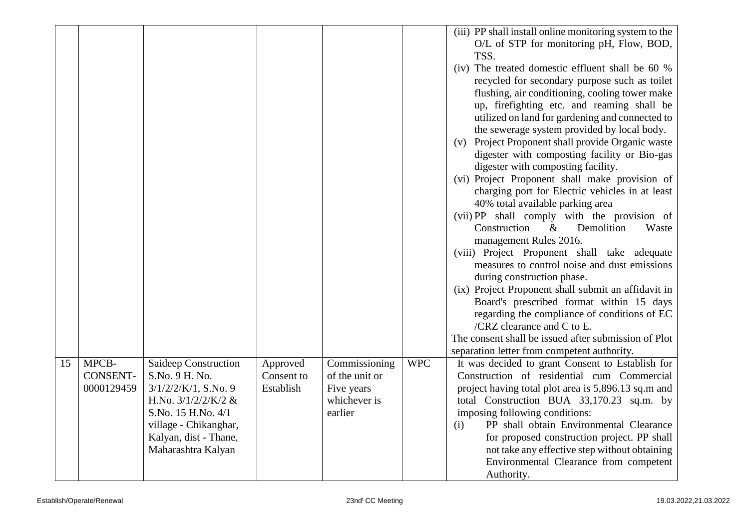| | | | | | | |
|---|---|---|---|---|---|---|
| | | | | | | (iii) PP shall install online monitoring system to the O/L of STP for monitoring pH, Flow, BOD, TSS.<br>(iv) The treated domestic effluent shall be 60 % recycled for secondary purpose such as toilet flushing, air conditioning, cooling tower make up, firefighting etc. and reaming shall be utilized on land for gardening and connected to the sewerage system provided by local body.<br>(v) Project Proponent shall provide Organic waste digester with composting facility or Bio-gas digester with composting facility.<br>(vi) Project Proponent shall make provision of charging port for Electric vehicles in at least 40% total available parking area<br>(vii) PP shall comply with the provision of Construction & Demolition Waste management Rules 2016.<br>(viii) Project Proponent shall take adequate measures to control noise and dust emissions during construction phase.<br>(ix) Project Proponent shall submit an affidavit in Board's prescribed format within 15 days regarding the compliance of conditions of EC /CRZ clearance and C to E.<br>The consent shall be issued after submission of Plot separation letter from competent authority. |
| 15 | MPCB-CONSENT-0000129459 | Saideep Construction S.No. 9 H. No. 3/1/2/2/K/1, S.No. 9 H.No. 3/1/2/2/K/2 & S.No. 15 H.No. 4/1 village - Chikanghar, Kalyan, dist - Thane, Maharashtra Kalyan | Approved Consent to Establish | Commissioning of the unit or Five years whichever is earlier | WPC | It was decided to grant Consent to Establish for Construction of residential cum Commercial project having total plot area is 5,896.13 sq.m and total Construction BUA 33,170.23 sq.m. by imposing following conditions:<br>(i) PP shall obtain Environmental Clearance for proposed construction project. PP shall not take any effective step without obtaining Environmental Clearance from competent Authority. |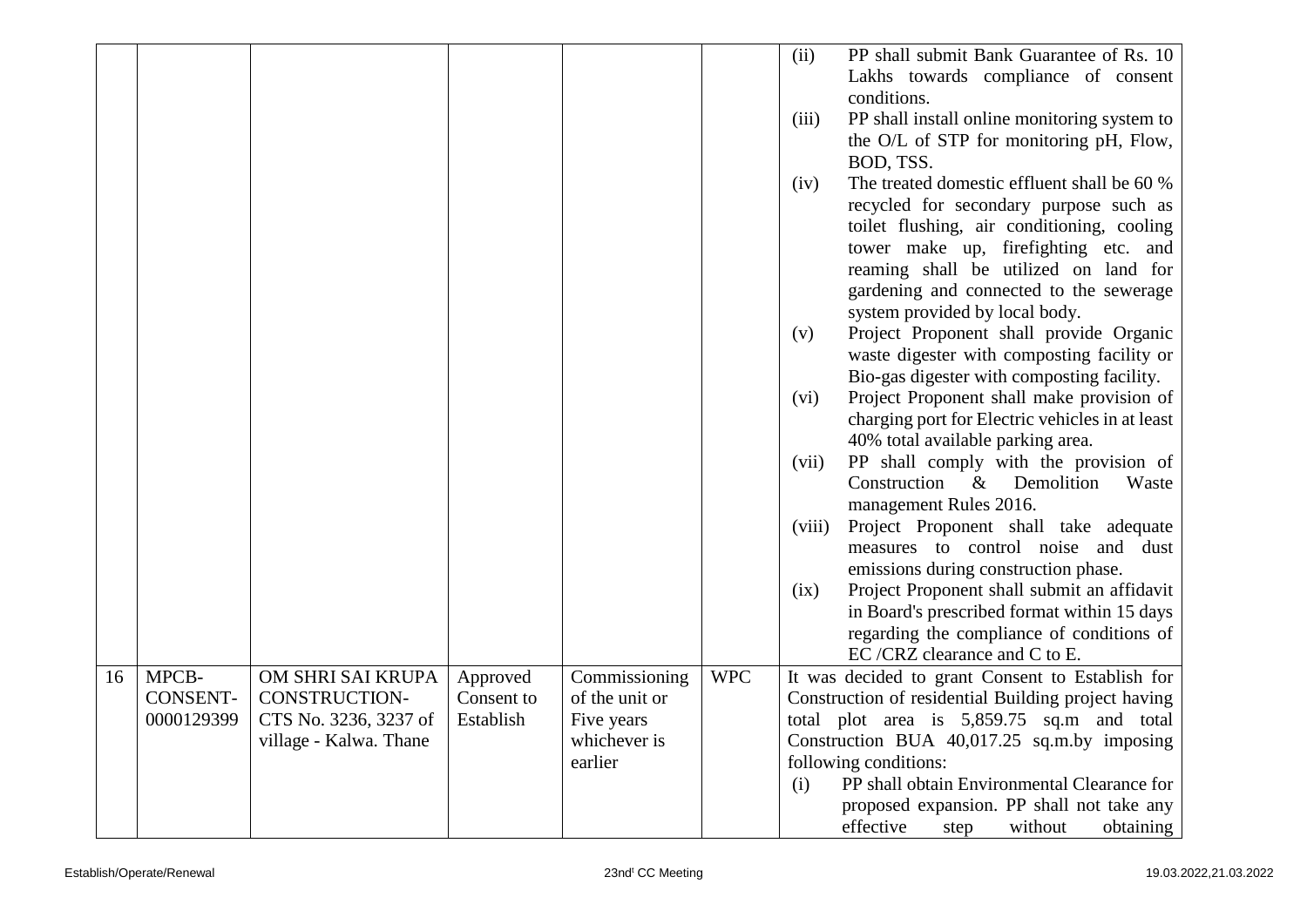| | | | | | | |
|---|---|---|---|---|---|---|
| | | | | | | (ii) PP shall submit Bank Guarantee of Rs. 10 Lakhs towards compliance of consent conditions.<br>(iii) PP shall install online monitoring system to the O/L of STP for monitoring pH, Flow, BOD, TSS.<br>(iv) The treated domestic effluent shall be 60 % recycled for secondary purpose such as toilet flushing, air conditioning, cooling tower make up, firefighting etc. and reaming shall be utilized on land for gardening and connected to the sewerage system provided by local body.<br>(v) Project Proponent shall provide Organic waste digester with composting facility or Bio-gas digester with composting facility.<br>(vi) Project Proponent shall make provision of charging port for Electric vehicles in at least 40% total available parking area.<br>(vii) PP shall comply with the provision of Construction & Demolition Waste management Rules 2016.<br>(viii) Project Proponent shall take adequate measures to control noise and dust emissions during construction phase.<br>(ix) Project Proponent shall submit an affidavit in Board's prescribed format within 15 days regarding the compliance of conditions of EC /CRZ clearance and C to E. |
| 16 | MPCB-CONSENT-0000129399 | OM SHRI SAI KRUPA CONSTRUCTION- CTS No. 3236, 3237 of village - Kalwa. Thane | Approved Consent to Establish | Commissioning of the unit or Five years whichever is earlier | WPC | It was decided to grant Consent to Establish for Construction of residential Building project having total plot area is 5,859.75 sq.m and total Construction BUA 40,017.25 sq.m.by imposing following conditions:<br>(i) PP shall obtain Environmental Clearance for proposed expansion. PP shall not take any effective step without obtaining |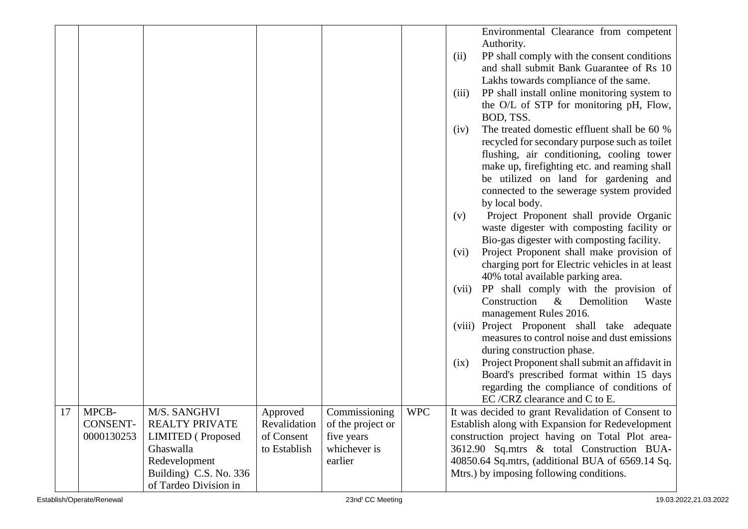| | | | | | | |
|---|---|---|---|---|---|---|
| | | | | | | Environmental Clearance from competent Authority.<br>(ii) PP shall comply with the consent conditions and shall submit Bank Guarantee of Rs 10 Lakhs towards compliance of the same.<br>(iii) PP shall install online monitoring system to the O/L of STP for monitoring pH, Flow, BOD, TSS.<br>(iv) The treated domestic effluent shall be 60 % recycled for secondary purpose such as toilet flushing, air conditioning, cooling tower make up, firefighting etc. and reaming shall be utilized on land for gardening and connected to the sewerage system provided by local body.<br>(v) Project Proponent shall provide Organic waste digester with composting facility or Bio-gas digester with composting facility.<br>(vi) Project Proponent shall make provision of charging port for Electric vehicles in at least 40% total available parking area.<br>(vii) PP shall comply with the provision of Construction & Demolition Waste management Rules 2016.<br>(viii) Project Proponent shall take adequate measures to control noise and dust emissions during construction phase.<br>(ix) Project Proponent shall submit an affidavit in Board's prescribed format within 15 days regarding the compliance of conditions of EC /CRZ clearance and C to E. |
| 17 | MPCB-CONSENT-0000130253 | M/S. SANGHVI REALTY PRIVATE LIMITED ( Proposed Ghaswalla Redevelopment Building) C.S. No. 336 of Tardeo Division in | Approved Revalidation of Consent to Establish | Commissioning of the project or five years whichever is earlier | WPC | It was decided to grant Revalidation of Consent to Establish along with Expansion for Redevelopment construction project having on Total Plot area-3612.90 Sq.mtrs & total Construction BUA-40850.64 Sq.mtrs, (additional BUA of 6569.14 Sq. Mtrs.) by imposing following conditions. |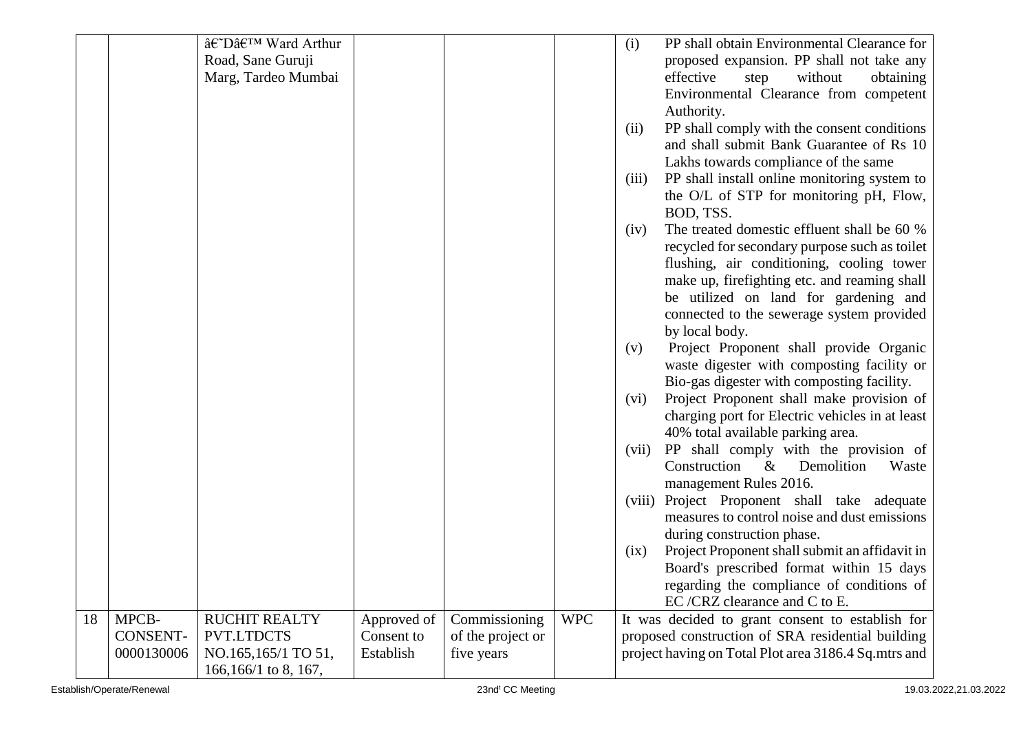| | | | | | | |
|---|---|---|---|---|---|---|
| | | â€˜Dâ€™ Ward Arthur Road, Sane Guruji Marg, Tardeo Mumbai | | | | (i) PP shall obtain Environmental Clearance for proposed expansion. PP shall not take any effective step without obtaining Environmental Clearance from competent Authority.<br>(ii) PP shall comply with the consent conditions and shall submit Bank Guarantee of Rs 10 Lakhs towards compliance of the same<br>(iii) PP shall install online monitoring system to the O/L of STP for monitoring pH, Flow, BOD, TSS.<br>(iv) The treated domestic effluent shall be 60 % recycled for secondary purpose such as toilet flushing, air conditioning, cooling tower make up, firefighting etc. and reaming shall be utilized on land for gardening and connected to the sewerage system provided by local body.<br>(v) Project Proponent shall provide Organic waste digester with composting facility or Bio-gas digester with composting facility.<br>(vi) Project Proponent shall make provision of charging port for Electric vehicles in at least 40% total available parking area.<br>(vii) PP shall comply with the provision of Construction & Demolition Waste management Rules 2016.<br>(viii) Project Proponent shall take adequate measures to control noise and dust emissions during construction phase.<br>(ix) Project Proponent shall submit an affidavit in Board's prescribed format within 15 days regarding the compliance of conditions of EC /CRZ clearance and C to E. |
| 18 | MPCB-CONSENT-0000130006 | RUCHIT REALTY PVT.LTDCTS NO.165,165/1 TO 51, 166,166/1 to 8, 167, | Approved of Consent to Establish | Commissioning of the project or five years | WPC | It was decided to grant consent to establish for proposed construction of SRA residential building project having on Total Plot area 3186.4 Sq.mtrs and |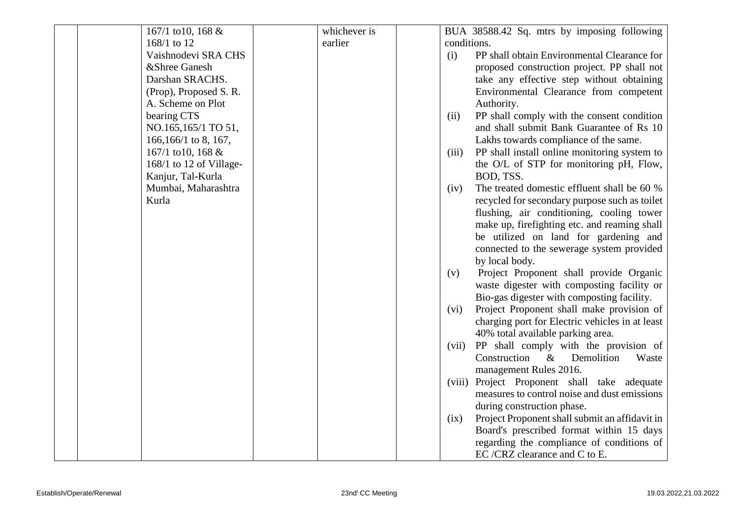|  |  | 167/1 to10, 168 & 168/1 to 12 Vaishnodevi SRA CHS &Shree Ganesh Darshan SRACHS. (Prop), Proposed S. R. A. Scheme on Plot bearing CTS NO.165,165/1 TO 51, 166,166/1 to 8, 167, 167/1 to10, 168 & 168/1 to 12 of Village- Kanjur, Tal-Kurla Mumbai, Maharashtra Kurla |  | whichever is earlier |  | BUA 38588.42 Sq. mtrs by imposing following conditions. (i) PP shall obtain Environmental Clearance for proposed construction project. PP shall not take any effective step without obtaining Environmental Clearance from competent Authority. (ii) PP shall comply with the consent condition and shall submit Bank Guarantee of Rs 10 Lakhs towards compliance of the same. (iii) PP shall install online monitoring system to the O/L of STP for monitoring pH, Flow, BOD, TSS. (iv) The treated domestic effluent shall be 60 % recycled for secondary purpose such as toilet flushing, air conditioning, cooling tower make up, firefighting etc. and reaming shall be utilized on land for gardening and connected to the sewerage system provided by local body. (v) Project Proponent shall provide Organic waste digester with composting facility or Bio-gas digester with composting facility. (vi) Project Proponent shall make provision of charging port for Electric vehicles in at least 40% total available parking area. (vii) PP shall comply with the provision of Construction & Demolition Waste management Rules 2016. (viii) Project Proponent shall take adequate measures to control noise and dust emissions during construction phase. (ix) Project Proponent shall submit an affidavit in Board's prescribed format within 15 days regarding the compliance of conditions of EC /CRZ clearance and C to E. |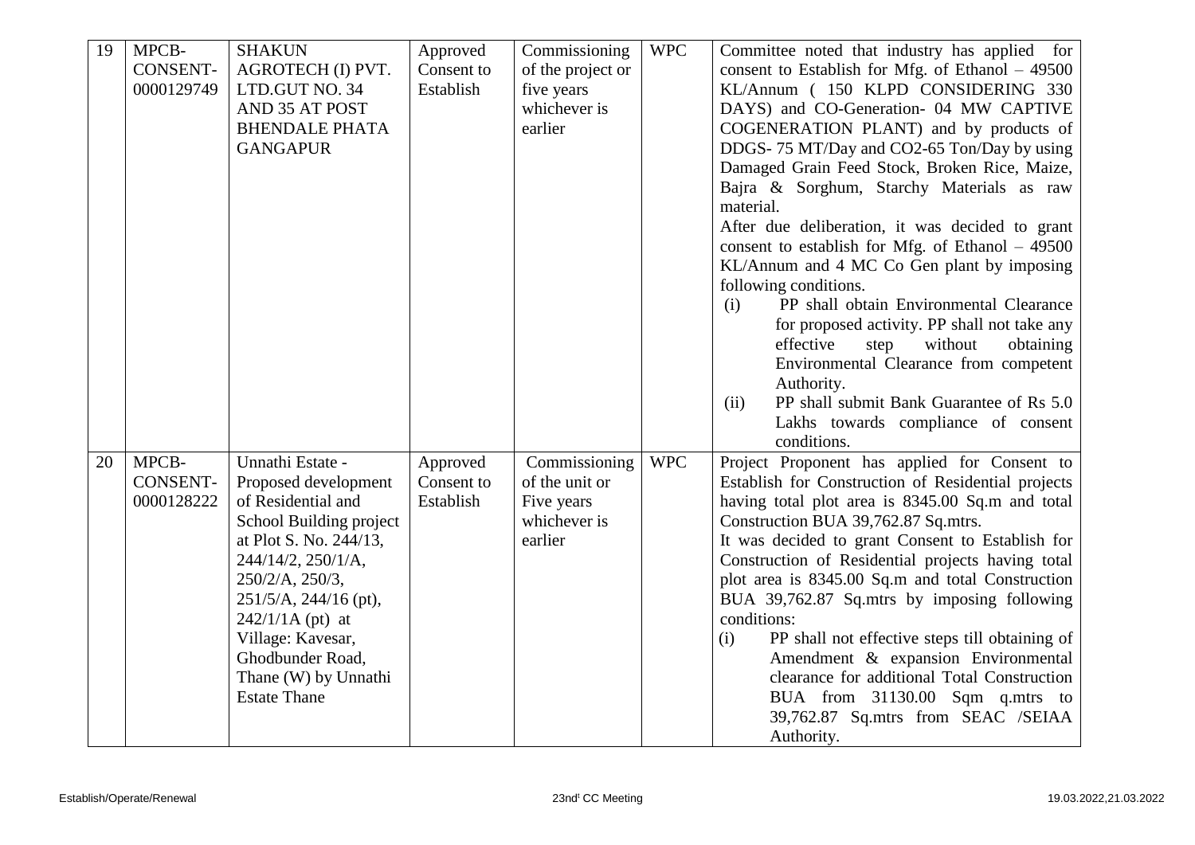| 19 | MPCB-CONSENT-0000129749 | SHAKUN AGROTECH (I) PVT. LTD.GUT NO. 34 AND 35 AT POST BHENDALE PHATA GANGAPUR | Approved Consent to Establish | Commissioning of the project or five years whichever is earlier | WPC | Committee noted that industry has applied for consent to Establish for Mfg. of Ethanol – 49500 KL/Annum ( 150 KLPD CONSIDERING 330 DAYS) and CO-Generation- 04 MW CAPTIVE COGENERATION PLANT) and by products of DDGS- 75 MT/Day and CO2-65 Ton/Day by using Damaged Grain Feed Stock, Broken Rice, Maize, Bajra & Sorghum, Starchy Materials as raw material.<br>After due deliberation, it was decided to grant consent to establish for Mfg. of Ethanol – 49500 KL/Annum and 4 MC Co Gen plant by imposing following conditions.<br>(i) PP shall obtain Environmental Clearance for proposed activity. PP shall not take any effective step without obtaining Environmental Clearance from competent Authority.<br>(ii) PP shall submit Bank Guarantee of Rs 5.0 Lakhs towards compliance of consent conditions. |
|---|---|---|---|---|---|---|
| 20 | MPCB-CONSENT-0000128222 | Unnathi Estate - Proposed development of Residential and School Building project at Plot S. No. 244/13, 244/14/2, 250/1/A, 250/2/A, 250/3, 251/5/A, 244/16 (pt), 242/1/1A (pt) at Village: Kavesar, Ghodbunder Road, Thane (W) by Unnathi Estate Thane | Approved Consent to Establish | Commissioning of the unit or Five years whichever is earlier | WPC | Project Proponent has applied for Consent to Establish for Construction of Residential projects having total plot area is 8345.00 Sq.m and total Construction BUA 39,762.87 Sq.mtrs.<br>It was decided to grant Consent to Establish for Construction of Residential projects having total plot area is 8345.00 Sq.m and total Construction BUA 39,762.87 Sq.mtrs by imposing following conditions:<br>(i) PP shall not effective steps till obtaining of Amendment & expansion Environmental clearance for additional Total Construction BUA from 31130.00 Sqm q.mtrs to 39,762.87 Sq.mtrs from SEAC /SEIAA Authority. |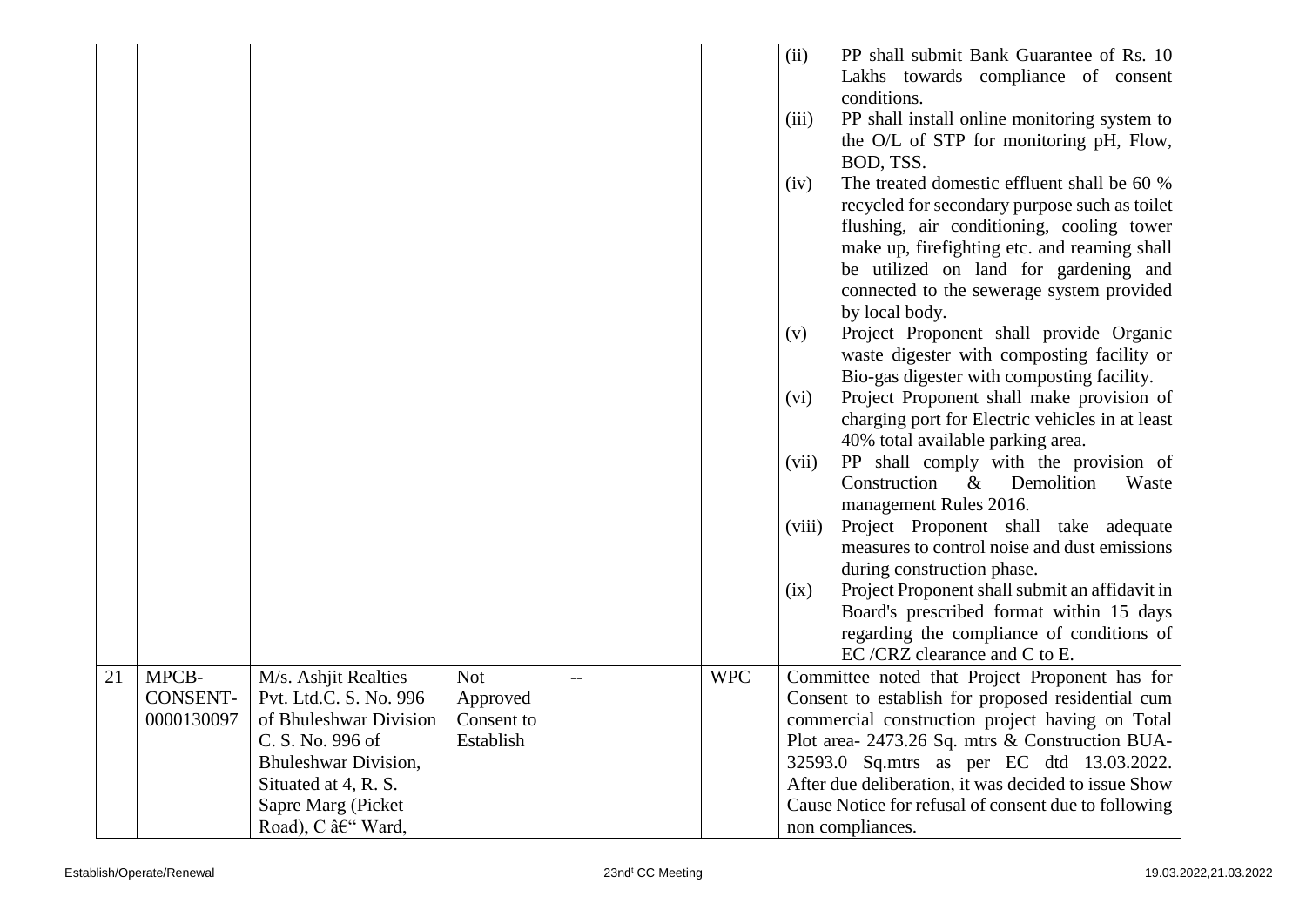| | | | | | | |
|---|---|---|---|---|---|---|
| | | | | | | (ii) PP shall submit Bank Guarantee of Rs. 10 Lakhs towards compliance of consent conditions.<br>(iii) PP shall install online monitoring system to the O/L of STP for monitoring pH, Flow, BOD, TSS.<br>(iv) The treated domestic effluent shall be 60 % recycled for secondary purpose such as toilet flushing, air conditioning, cooling tower make up, firefighting etc. and reaming shall be utilized on land for gardening and connected to the sewerage system provided by local body.<br>(v) Project Proponent shall provide Organic waste digester with composting facility or Bio-gas digester with composting facility.<br>(vi) Project Proponent shall make provision of charging port for Electric vehicles in at least 40% total available parking area.<br>(vii) PP shall comply with the provision of Construction & Demolition Waste management Rules 2016.<br>(viii) Project Proponent shall take adequate measures to control noise and dust emissions during construction phase.<br>(ix) Project Proponent shall submit an affidavit in Board's prescribed format within 15 days regarding the compliance of conditions of EC /CRZ clearance and C to E. |
| 21 | MPCB-CONSENT-0000130097 | M/s. Ashjit Realties Pvt. Ltd.C. S. No. 996 of Bhuleshwar Division C. S. No. 996 of Bhuleshwar Division, Situated at 4, R. S. Sapre Marg (Picket Road), C â€" Ward, | Not Approved Consent to Establish | -- | WPC | Committee noted that Project Proponent has for Consent to establish for proposed residential cum commercial construction project having on Total Plot area- 2473.26 Sq. mtrs & Construction BUA- 32593.0 Sq.mtrs as per EC dtd 13.03.2022. After due deliberation, it was decided to issue Show Cause Notice for refusal of consent due to following non compliances. |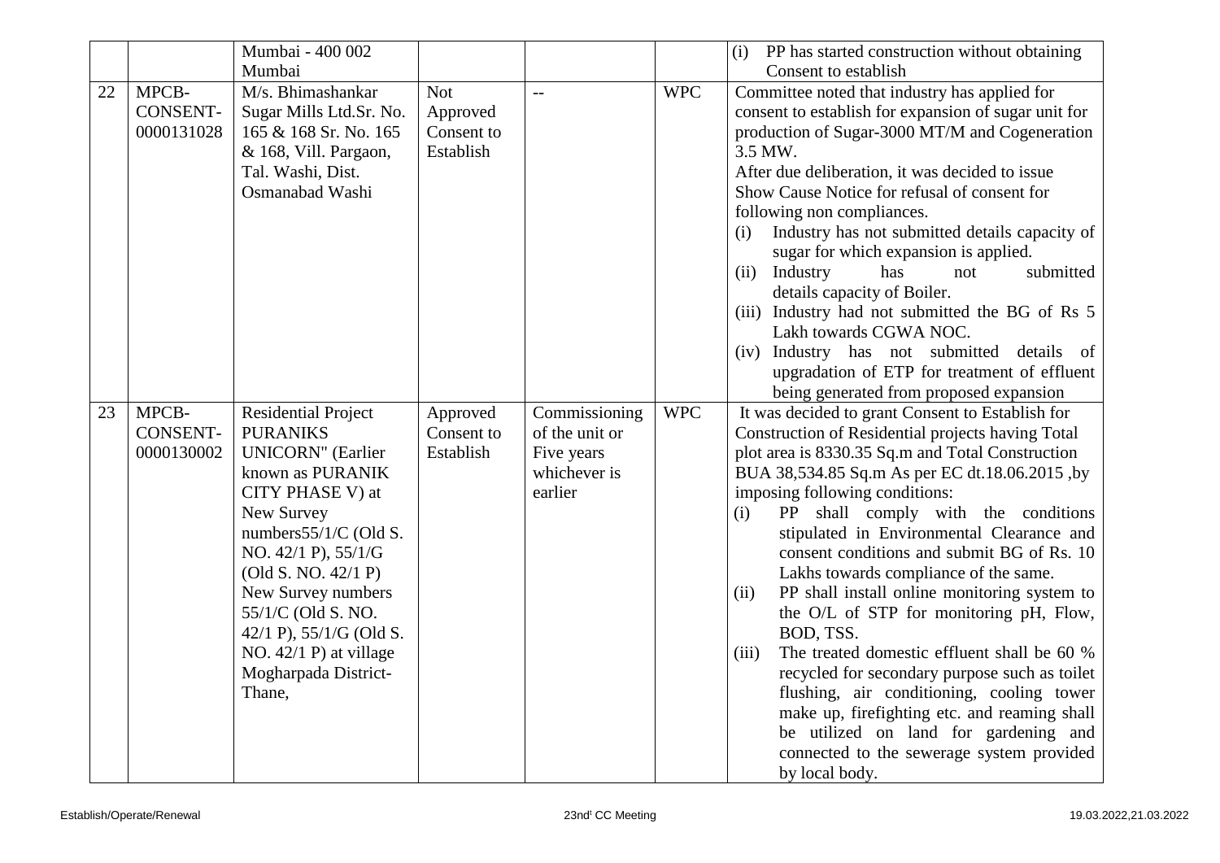|  |  | Mumbai - 400 002 Mumbai |  |  |  | (i) PP has started construction without obtaining Consent to establish |
|---|---|---|---|---|---|---|
| 22 | MPCB-CONSENT-0000131028 | M/s. Bhimashankar Sugar Mills Ltd.Sr. No. 165 & 168 Sr. No. 165 & 168, Vill. Pargaon, Tal. Washi, Dist. Osmanabad Washi | Not Approved Consent to Establish | -- | WPC | Committee noted that industry has applied for consent to establish for expansion of sugar unit for production of Sugar-3000 MT/M and Cogeneration 3.5 MW.<br>After due deliberation, it was decided to issue Show Cause Notice for refusal of consent for following non compliances.<br>(i) Industry has not submitted details capacity of sugar for which expansion is applied.<br>(ii) Industry has not submitted details capacity of Boiler.<br>(iii) Industry had not submitted the BG of Rs 5 Lakh towards CGWA NOC.<br>(iv) Industry has not submitted details of upgradation of ETP for treatment of effluent being generated from proposed expansion |
| 23 | MPCB-CONSENT-0000130002 | Residential Project PURANIKS UNICORN" (Earlier known as PURANIK CITY PHASE V) at New Survey numbers55/1/C (Old S. NO. 42/1 P), 55/1/G (Old S. NO. 42/1 P) New Survey numbers 55/1/C (Old S. NO. 42/1 P), 55/1/G (Old S. NO. 42/1 P) at village Mogharpada District-Thane, | Approved Consent to Establish | Commissioning of the unit or Five years whichever is earlier | WPC | It was decided to grant Consent to Establish for Construction of Residential projects having Total plot area is 8330.35 Sq.m and Total Construction BUA 38,534.85 Sq.m As per EC dt.18.06.2015 ,by imposing following conditions:<br>(i) PP shall comply with the conditions stipulated in Environmental Clearance and consent conditions and submit BG of Rs. 10 Lakhs towards compliance of the same.<br>(ii) PP shall install online monitoring system to the O/L of STP for monitoring pH, Flow, BOD, TSS.<br>(iii) The treated domestic effluent shall be 60 % recycled for secondary purpose such as toilet flushing, air conditioning, cooling tower make up, firefighting etc. and reaming shall be utilized on land for gardening and connected to the sewerage system provided by local body. |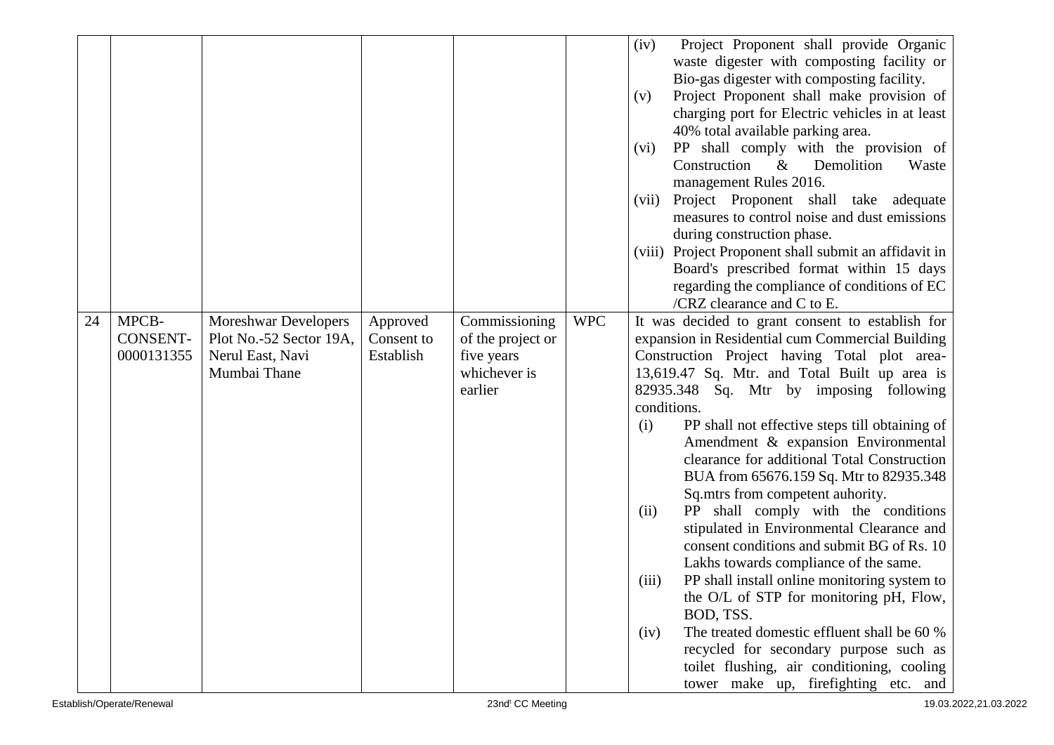| | | | | | | |
|---|---|---|---|---|---|---|
| | | | | | | (iv) Project Proponent shall provide Organic waste digester with composting facility or Bio-gas digester with composting facility.<br>(v) Project Proponent shall make provision of charging port for Electric vehicles in at least 40% total available parking area.<br>(vi) PP shall comply with the provision of Construction & Demolition Waste management Rules 2016.<br>(vii) Project Proponent shall take adequate measures to control noise and dust emissions during construction phase.<br>(viii) Project Proponent shall submit an affidavit in Board's prescribed format within 15 days regarding the compliance of conditions of EC /CRZ clearance and C to E. |
| 24 | MPCB-CONSENT-0000131355 | Moreshwar Developers Plot No.-52 Sector 19A, Nerul East, Navi Mumbai Thane | Approved Consent to Establish | Commissioning of the project or five years whichever is earlier | WPC | It was decided to grant consent to establish for expansion in Residential cum Commercial Building Construction Project having Total plot area- 13,619.47 Sq. Mtr. and Total Built up area is 82935.348 Sq. Mtr by imposing following conditions.<br>(i) PP shall not effective steps till obtaining of Amendment & expansion Environmental clearance for additional Total Construction BUA from 65676.159 Sq. Mtr to 82935.348 Sq.mtrs from competent auhority.<br>(ii) PP shall comply with the conditions stipulated in Environmental Clearance and consent conditions and submit BG of Rs. 10 Lakhs towards compliance of the same.<br>(iii) PP shall install online monitoring system to the O/L of STP for monitoring pH, Flow, BOD, TSS.<br>(iv) The treated domestic effluent shall be 60 % recycled for secondary purpose such as toilet flushing, air conditioning, cooling tower make up, firefighting etc. and |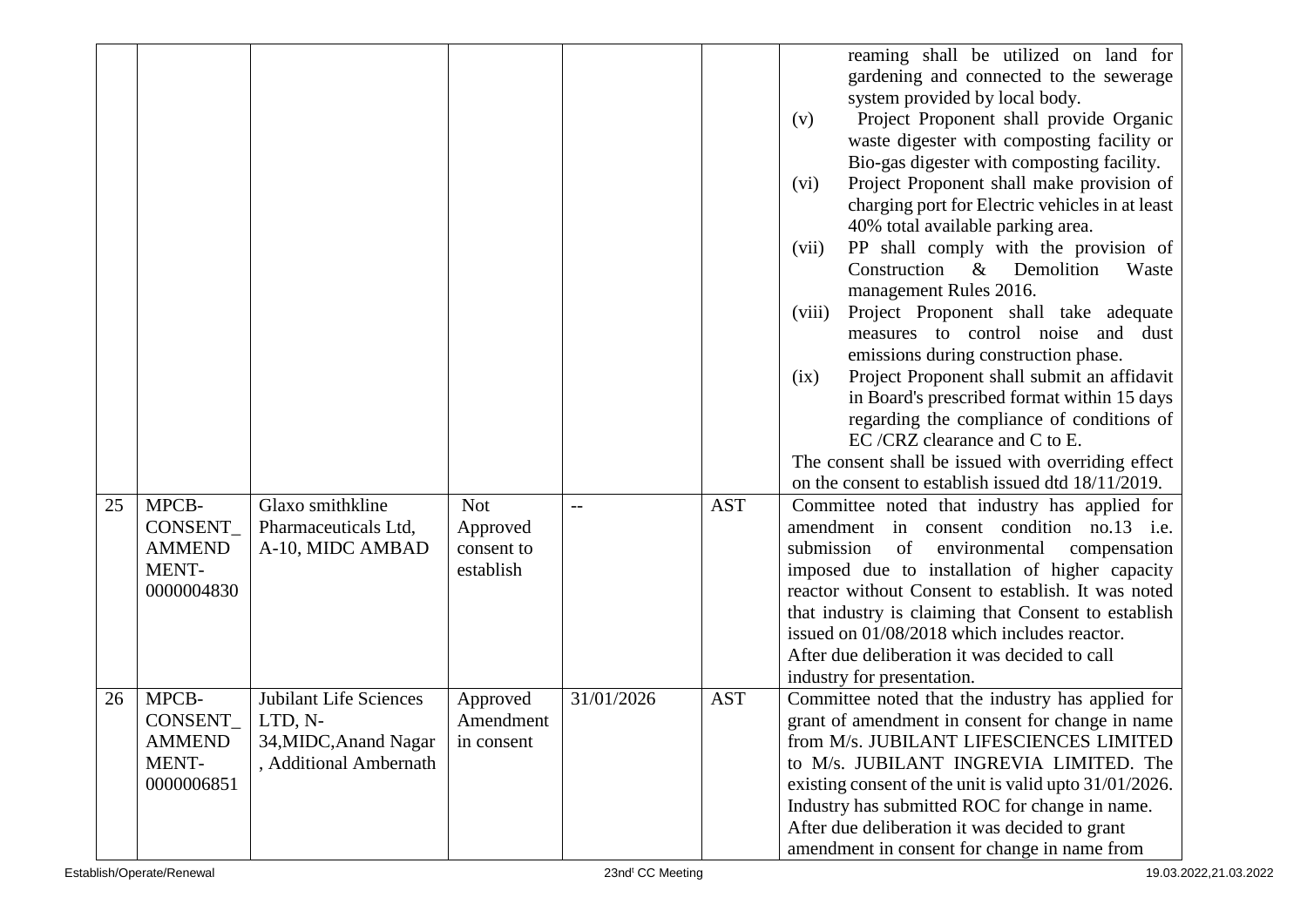| | | | | | | |
|---|---|---|---|---|---|---|
| | | | | | | reaming shall be utilized on land for gardening and connected to the sewerage system provided by local body.<br>(v) Project Proponent shall provide Organic waste digester with composting facility or Bio-gas digester with composting facility.<br>(vi) Project Proponent shall make provision of charging port for Electric vehicles in at least 40% total available parking area.<br>(vii) PP shall comply with the provision of Construction & Demolition Waste management Rules 2016.<br>(viii) Project Proponent shall take adequate measures to control noise and dust emissions during construction phase.<br>(ix) Project Proponent shall submit an affidavit in Board's prescribed format within 15 days regarding the compliance of conditions of EC /CRZ clearance and C to E.<br>The consent shall be issued with overriding effect on the consent to establish issued dtd 18/11/2019. |
| 25 | MPCB-CONSENT_AMMENDMENT-0000004830 | Glaxo smithkline Pharmaceuticals Ltd, A-10, MIDC AMBAD | Not Approved consent to establish | -- | AST | Committee noted that industry has applied for amendment in consent condition no.13 i.e. submission of environmental compensation imposed due to installation of higher capacity reactor without Consent to establish. It was noted that industry is claiming that Consent to establish issued on 01/08/2018 which includes reactor.<br>After due deliberation it was decided to call industry for presentation. |
| 26 | MPCB-CONSENT_AMMENDMENT-0000006851 | Jubilant Life Sciences LTD, N-34,MIDC,Anand Nagar , Additional Ambernath | Approved Amendment in consent | 31/01/2026 | AST | Committee noted that the industry has applied for grant of amendment in consent for change in name from M/s. JUBILANT LIFESCIENCES LIMITED to M/s. JUBILANT INGREVIA LIMITED. The existing consent of the unit is valid upto 31/01/2026. Industry has submitted ROC for change in name.<br>After due deliberation it was decided to grant amendment in consent for change in name from |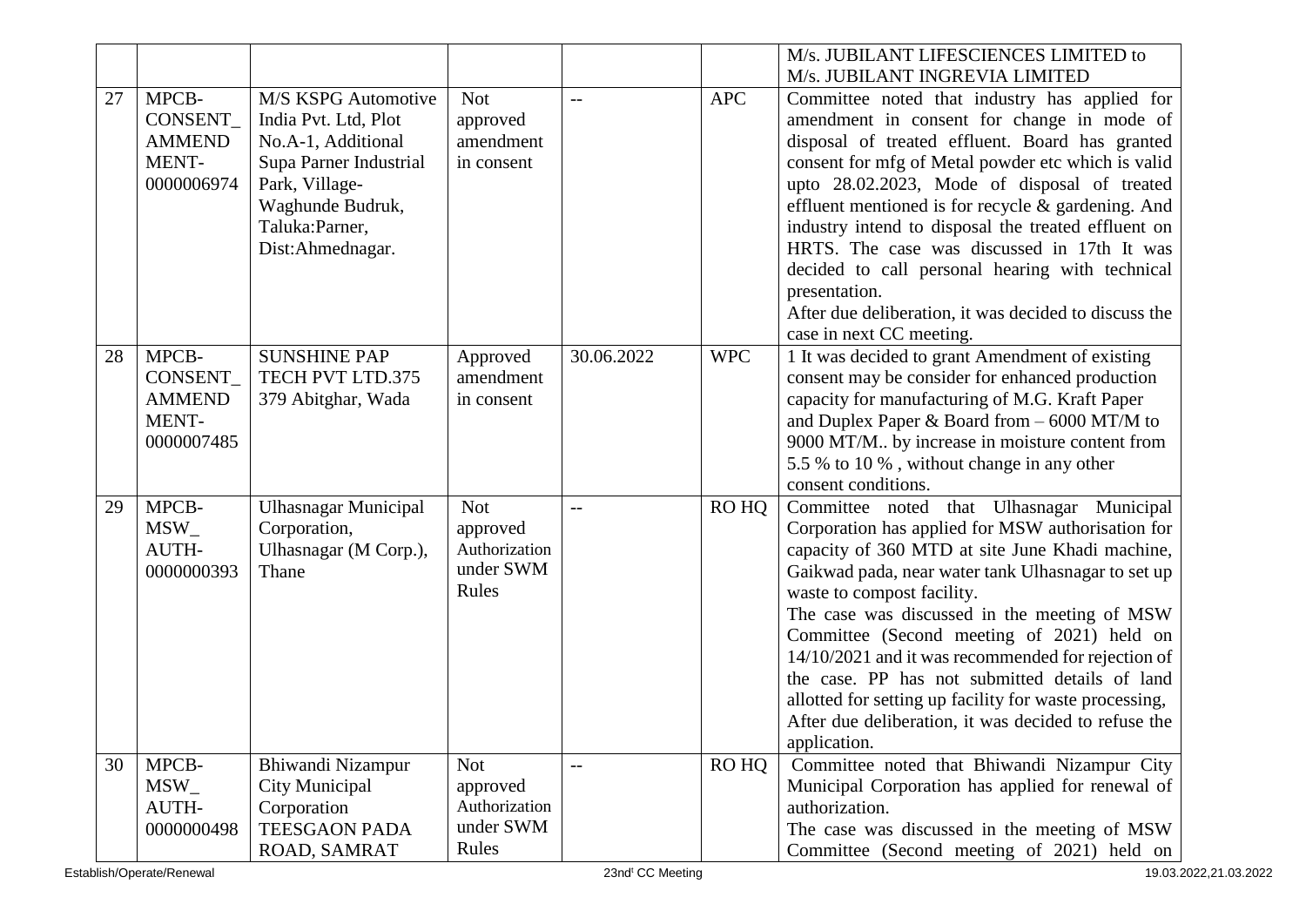| | | | | | | M/s. JUBILANT LIFESCIENCES LIMITED to M/s. JUBILANT INGREVIA LIMITED |
|---|---|---|---|---|---|---|
| 27 | MPCB-CONSENT_AMMENDMENT-0000006974 | M/S KSPG Automotive India Pvt. Ltd, Plot No.A-1, Additional Supa Parner Industrial Park, Village-Waghunde Budruk, Taluka:Parner, Dist:Ahmednagar. | Not approved amendment in consent | -- | APC | Committee noted that industry has applied for amendment in consent for change in mode of disposal of treated effluent. Board has granted consent for mfg of Metal powder etc which is valid upto 28.02.2023, Mode of disposal of treated effluent mentioned is for recycle & gardening. And industry intend to disposal the treated effluent on HRTS. The case was discussed in 17th It was decided to call personal hearing with technical presentation.<br>After due deliberation, it was decided to discuss the case in next CC meeting. |
| 28 | MPCB-CONSENT_AMMENDMENT-0000007485 | SUNSHINE PAP TECH PVT LTD.375 379 Abitghar, Wada | Approved amendment in consent | 30.06.2022 | WPC | 1 It was decided to grant Amendment of existing consent may be consider for enhanced production capacity for manufacturing of M.G. Kraft Paper and Duplex Paper & Board from – 6000 MT/M to 9000 MT/M.. by increase in moisture content from 5.5 % to 10 % , without change in any other consent conditions. |
| 29 | MPCB-MSW_AUTH-0000000393 | Ulhasnagar Municipal Corporation, Ulhasnagar (M Corp.), Thane | Not approved Authorization under SWM Rules | -- | RO HQ | Committee noted that Ulhasnagar Municipal Corporation has applied for MSW authorisation for capacity of 360 MTD at site June Khadi machine, Gaikwad pada, near water tank Ulhasnagar to set up waste to compost facility.<br>The case was discussed in the meeting of MSW Committee (Second meeting of 2021) held on 14/10/2021 and it was recommended for rejection of the case. PP has not submitted details of land allotted for setting up facility for waste processing, After due deliberation, it was decided to refuse the application. |
| 30 | MPCB-MSW_AUTH-0000000498 | Bhiwandi Nizampur City Municipal Corporation TEESGAON PADA ROAD, SAMRAT | Not approved Authorization under SWM Rules | -- | RO HQ | Committee noted that Bhiwandi Nizampur City Municipal Corporation has applied for renewal of authorization.<br>The case was discussed in the meeting of MSW Committee (Second meeting of 2021) held on |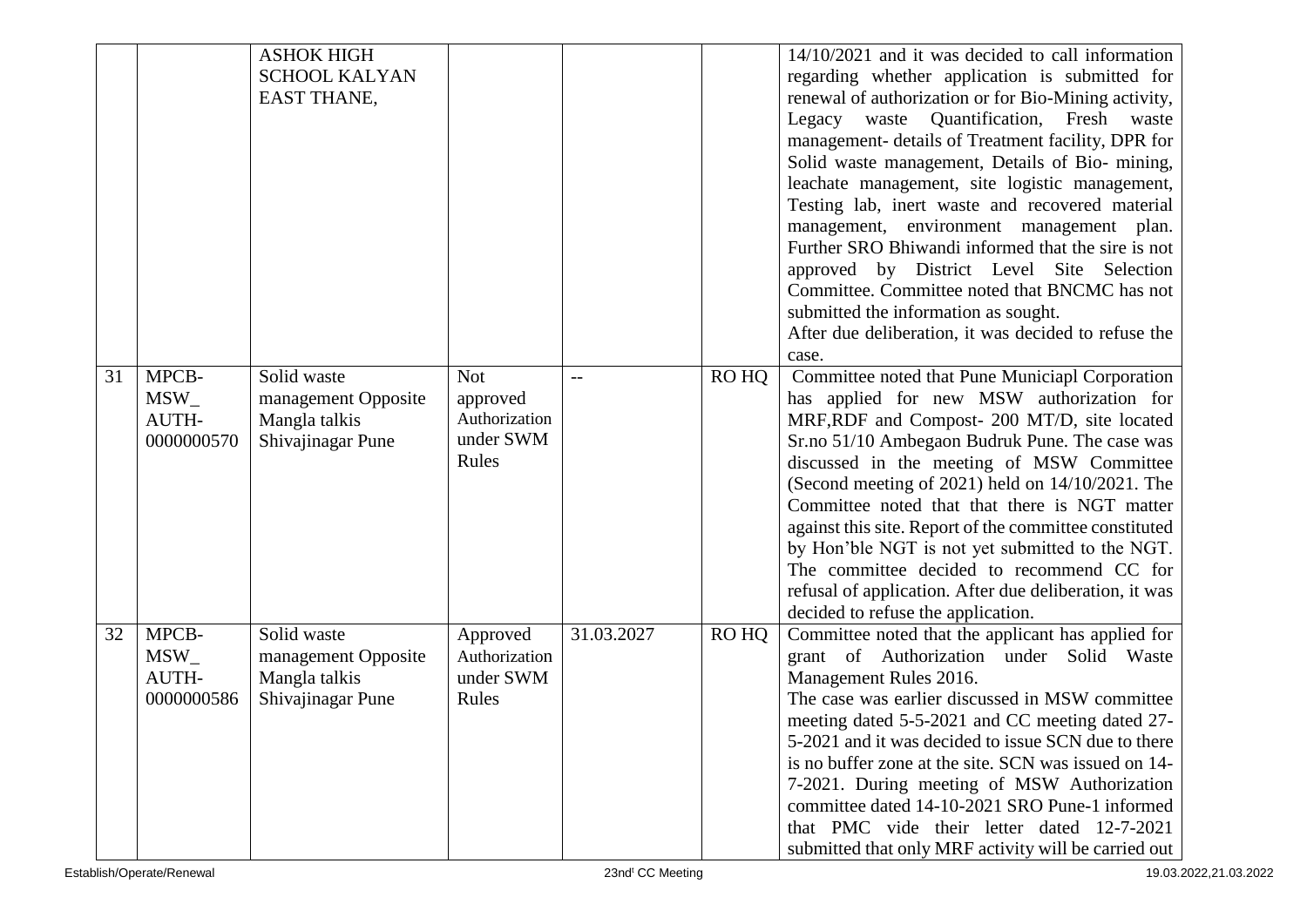|  |  | ASHOK HIGH SCHOOL KALYAN EAST THANE, |  |  |  | 14/10/2021 and it was decided to call information regarding whether application is submitted for renewal of authorization or for Bio-Mining activity, Legacy waste Quantification, Fresh waste management- details of Treatment facility, DPR for Solid waste management, Details of Bio- mining, leachate management, site logistic management, Testing lab, inert waste and recovered material management, environment management plan. Further SRO Bhiwandi informed that the sire is not approved by District Level Site Selection Committee. Committee noted that BNCMC has not submitted the information as sought.<br>After due deliberation, it was decided to refuse the case. |
|---|---|---|---|---|---|---|
| 31 | MPCB-MSW_AUTH-0000000570 | Solid waste management Opposite Mangla talkis Shivajinagar Pune | Not approved Authorization under SWM Rules | -- | RO HQ | Committee noted that Pune Municiapl Corporation has applied for new MSW authorization for MRF,RDF and Compost- 200 MT/D, site located Sr.no 51/10 Ambegaon Budruk Pune. The case was discussed in the meeting of MSW Committee (Second meeting of 2021) held on 14/10/2021. The Committee noted that that there is NGT matter against this site. Report of the committee constituted by Hon'ble NGT is not yet submitted to the NGT. The committee decided to recommend CC for refusal of application. After due deliberation, it was decided to refuse the application. |
| 32 | MPCB-MSW_AUTH-0000000586 | Solid waste management Opposite Mangla talkis Shivajinagar Pune | Approved Authorization under SWM Rules | 31.03.2027 | RO HQ | Committee noted that the applicant has applied for grant of Authorization under Solid Waste Management Rules 2016.<br>The case was earlier discussed in MSW committee meeting dated 5-5-2021 and CC meeting dated 27-5-2021 and it was decided to issue SCN due to there is no buffer zone at the site. SCN was issued on 14-7-2021. During meeting of MSW Authorization committee dated 14-10-2021 SRO Pune-1 informed that PMC vide their letter dated 12-7-2021 submitted that only MRF activity will be carried out |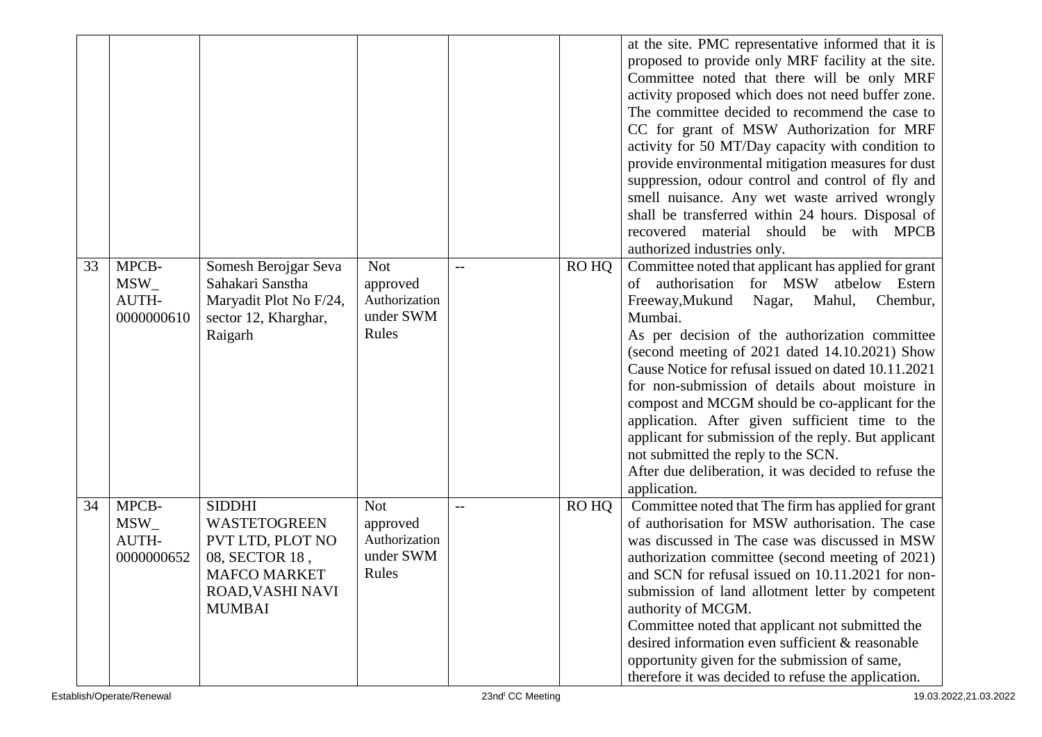| | | | | | | |
|---|---|---|---|---|---|---|
| | | | | | | at the site. PMC representative informed that it is proposed to provide only MRF facility at the site. Committee noted that there will be only MRF activity proposed which does not need buffer zone. The committee decided to recommend the case to CC for grant of MSW Authorization for MRF activity for 50 MT/Day capacity with condition to provide environmental mitigation measures for dust suppression, odour control and control of fly and smell nuisance. Any wet waste arrived wrongly shall be transferred within 24 hours. Disposal of recovered material should be with MPCB authorized industries only. |
| 33 | MPCB-MSW_ AUTH-0000000610 | Somesh Berojgar Seva Sahakari Sanstha Maryadit Plot No F/24, sector 12, Kharghar, Raigarh | Not approved Authorization under SWM Rules | -- | RO HQ | Committee noted that applicant has applied for grant of authorisation for MSW atbelow Estern Freeway,Mukund Nagar, Mahul, Chembur, Mumbai.<br>As per decision of the authorization committee (second meeting of 2021 dated 14.10.2021) Show Cause Notice for refusal issued on dated 10.11.2021 for non-submission of details about moisture in compost and MCGM should be co-applicant for the application. After given sufficient time to the applicant for submission of the reply. But applicant not submitted the reply to the SCN.<br>After due deliberation, it was decided to refuse the application. |
| 34 | MPCB-MSW_ AUTH-0000000652 | SIDDHI WASTETOGREEN PVT LTD, PLOT NO 08, SECTOR 18 , MAFCO MARKET ROAD,VASHI NAVI MUMBAI | Not approved Authorization under SWM Rules | -- | RO HQ | Committee noted that The firm has applied for grant of authorisation for MSW authorisation. The case was discussed in The case was discussed in MSW authorization committee (second meeting of 2021) and SCN for refusal issued on 10.11.2021 for non-submission of land allotment letter by competent authority of MCGM.<br>Committee noted that applicant not submitted the desired information even sufficient & reasonable opportunity given for the submission of same, therefore it was decided to refuse the application. |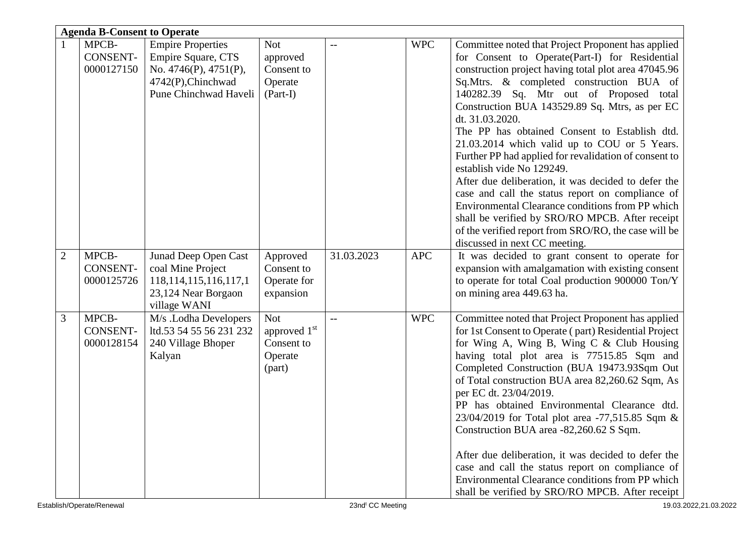| Agenda B-Consent to Operate | | | | | | |
|---|---|---|---|---|---|---|
| 1 | MPCB-CONSENT-0000127150 | Empire Properties Empire Square, CTS No. 4746(P), 4751(P), 4742(P),Chinchwad Pune Chinchwad Haveli | Not approved Consent to Operate (Part-I) | -- | WPC | Committee noted that Project Proponent has applied for Consent to Operate(Part-I) for Residential construction project having total plot area 47045.96 Sq.Mtrs. & completed construction BUA of 140282.39 Sq. Mtr out of Proposed total Construction BUA 143529.89 Sq. Mtrs, as per EC dt. 31.03.2020. The PP has obtained Consent to Establish dtd. 21.03.2014 which valid up to COU or 5 Years. Further PP had applied for revalidation of consent to establish vide No 129249. After due deliberation, it was decided to defer the case and call the status report on compliance of Environmental Clearance conditions from PP which shall be verified by SRO/RO MPCB. After receipt of the verified report from SRO/RO, the case will be discussed in next CC meeting. |
| 2 | MPCB-CONSENT-0000125726 | Junad Deep Open Cast coal Mine Project 118,114,115,116,117,123,124 Near Borgaon village WANI | Approved Consent to Operate for expansion | 31.03.2023 | APC | It was decided to grant consent to operate for expansion with amalgamation with existing consent to operate for total Coal production 900000 Ton/Y on mining area 449.63 ha. |
| 3 | MPCB-CONSENT-0000128154 | M/s .Lodha Developers ltd.53 54 55 56 231 232 240 Village Bhoper Kalyan | Not approved 1st Consent to Operate (part) | -- | WPC | Committee noted that Project Proponent has applied for 1st Consent to Operate ( part) Residential Project for Wing A, Wing B, Wing C & Club Housing having total plot area is 77515.85 Sqm and Completed Construction (BUA 19473.93Sqm Out of Total construction BUA area 82,260.62 Sqm, As per EC dt. 23/04/2019. PP has obtained Environmental Clearance dtd. 23/04/2019 for Total plot area -77,515.85 Sqm & Construction BUA area -82,260.62 S Sqm. After due deliberation, it was decided to defer the case and call the status report on compliance of Environmental Clearance conditions from PP which shall be verified by SRO/RO MPCB. After receipt |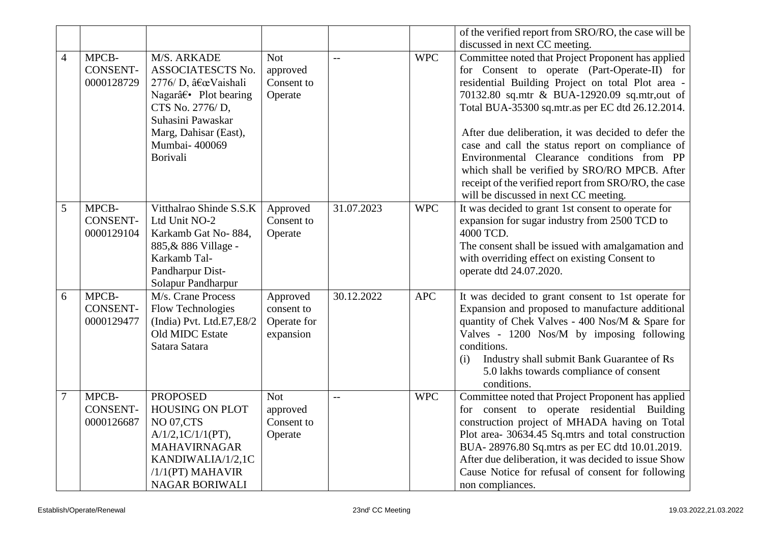| | | | | | | |
|---|---|---|---|---|---|---|
| | | | | | | of the verified report from SRO/RO, the case will be discussed in next CC meeting. |
| 4 | MPCB-CONSENT-0000128729 | M/S. ARKADE ASSOCIATESCTS No. 2776/ D, â€œVaishali Nagarâ€• Plot bearing CTS No. 2776/ D, Suhasini Pawaskar Marg, Dahisar (East), Mumbai- 400069 Borivali | Not approved Consent to Operate | -- | WPC | Committee noted that Project Proponent has applied for Consent to operate (Part-Operate-II) for residential Building Project on total Plot area - 70132.80 sq.mtr & BUA-12920.09 sq.mtr,out of Total BUA-35300 sq.mtr.as per EC dtd 26.12.2014.<br><br>After due deliberation, it was decided to defer the case and call the status report on compliance of Environmental Clearance conditions from PP which shall be verified by SRO/RO MPCB. After receipt of the verified report from SRO/RO, the case will be discussed in next CC meeting. |
| 5 | MPCB-CONSENT-0000129104 | Vitthalrao Shinde S.S.K Ltd Unit NO-2 Karkamb Gat No- 884, 885,& 886 Village - Karkamb Tal- Pandharpur Dist- Solapur Pandharpur | Approved Consent to Operate | 31.07.2023 | WPC | It was decided to grant 1st consent to operate for expansion for sugar industry from 2500 TCD to 4000 TCD.<br>The consent shall be issued with amalgamation and with overriding effect on existing Consent to operate dtd 24.07.2020. |
| 6 | MPCB-CONSENT-0000129477 | M/s. Crane Process Flow Technologies (India) Pvt. Ltd.E7,E8/2 Old MIDC Estate Satara Satara | Approved consent to Operate for expansion | 30.12.2022 | APC | It was decided to grant consent to 1st operate for Expansion and proposed to manufacture additional quantity of Chek Valves - 400 Nos/M & Spare for Valves - 1200 Nos/M by imposing following conditions.<br>(i) Industry shall submit Bank Guarantee of Rs 5.0 lakhs towards compliance of consent conditions. |
| 7 | MPCB-CONSENT-0000126687 | PROPOSED HOUSING ON PLOT NO 07,CTS A/1/2,1C/1/1(PT), MAHAVIRNAGAR KANDIWALIA/1/2,1C /1/1(PT) MAHAVIR NAGAR BORIWALI | Not approved Consent to Operate | -- | WPC | Committee noted that Project Proponent has applied for consent to operate residential Building construction project of MHADA having on Total Plot area- 30634.45 Sq.mtrs and total construction BUA- 28976.80 Sq.mtrs as per EC dtd 10.01.2019. After due deliberation, it was decided to issue Show Cause Notice for refusal of consent for following non compliances. |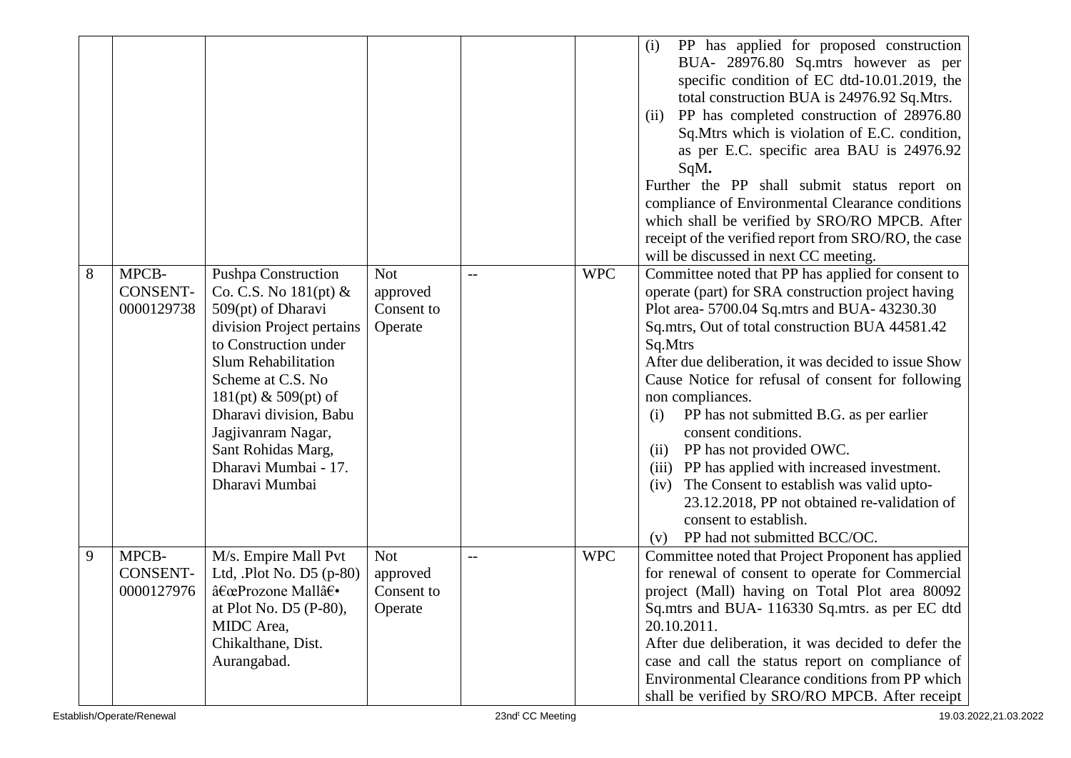| | | | | | | |
|---|---|---|---|---|---|---|
| | | | | | | (i) PP has applied for proposed construction BUA- 28976.80 Sq.mtrs however as per specific condition of EC dtd-10.01.2019, the total construction BUA is 24976.92 Sq.Mtrs.<br>(ii) PP has completed construction of 28976.80 Sq.Mtrs which is violation of E.C. condition, as per E.C. specific area BAU is 24976.92 SqM**.**<br>Further the PP shall submit status report on compliance of Environmental Clearance conditions which shall be verified by SRO/RO MPCB. After receipt of the verified report from SRO/RO, the case will be discussed in next CC meeting. |
| 8 | MPCB-CONSENT-0000129738 | Pushpa Construction Co. C.S. No 181(pt) & 509(pt) of Dharavi division Project pertains to Construction under Slum Rehabilitation Scheme at C.S. No 181(pt) & 509(pt) of Dharavi division, Babu Jagjivanram Nagar, Sant Rohidas Marg, Dharavi Mumbai - 17. Dharavi Mumbai | Not approved Consent to Operate | -- | WPC | Committee noted that PP has applied for consent to operate (part) for SRA construction project having Plot area- 5700.04 Sq.mtrs and BUA- 43230.30 Sq.mtrs, Out of total construction BUA 44581.42 Sq.Mtrs<br>After due deliberation, it was decided to issue Show Cause Notice for refusal of consent for following non compliances.<br>(i) PP has not submitted B.G. as per earlier consent conditions.<br>(ii) PP has not provided OWC.<br>(iii) PP has applied with increased investment.<br>(iv) The Consent to establish was valid upto-23.12.2018, PP not obtained re-validation of consent to establish.<br>(v) PP had not submitted BCC/OC. |
| 9 | MPCB-CONSENT-0000127976 | M/s. Empire Mall Pvt Ltd, .Plot No. D5 (p-80) â€œProzone Mallâ€• at Plot No. D5 (P-80), MIDC Area, Chikalthane, Dist. Aurangabad. | Not approved Consent to Operate | -- | WPC | Committee noted that Project Proponent has applied for renewal of consent to operate for Commercial project (Mall) having on Total Plot area 80092 Sq.mtrs and BUA- 116330 Sq.mtrs. as per EC dtd 20.10.2011.<br>After due deliberation, it was decided to defer the case and call the status report on compliance of Environmental Clearance conditions from PP which shall be verified by SRO/RO MPCB. After receipt |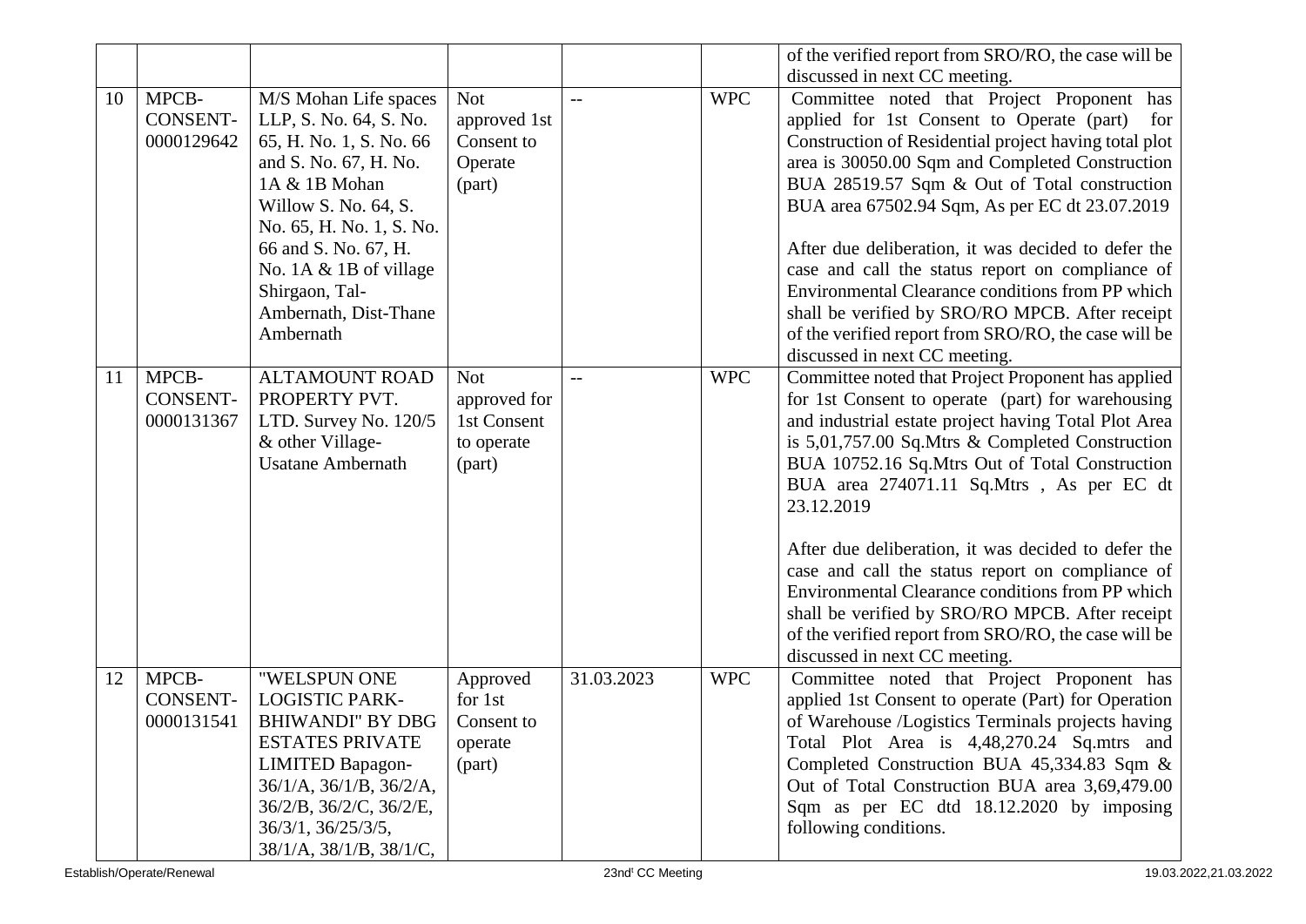|  |  |  |  |  |  | of the verified report from SRO/RO, the case will be discussed in next CC meeting. |
|---|---|---|---|---|---|---|
| 10 | MPCB-CONSENT-0000129642 | M/S Mohan Life spaces LLP, S. No. 64, S. No. 65, H. No. 1, S. No. 66 and S. No. 67, H. No. 1A & 1B Mohan Willow S. No. 64, S. No. 65, H. No. 1, S. No. 66 and S. No. 67, H. No. 1A & 1B of village Shirgaon, Tal-Ambernath, Dist-Thane Ambernath | Not approved 1st Consent to Operate (part) | -- | WPC | Committee noted that Project Proponent has applied for 1st Consent to Operate (part) for Construction of Residential project having total plot area is 30050.00 Sqm and Completed Construction BUA 28519.57 Sqm & Out of Total construction BUA area 67502.94 Sqm, As per EC dt 23.07.2019<br><br>After due deliberation, it was decided to defer the case and call the status report on compliance of Environmental Clearance conditions from PP which shall be verified by SRO/RO MPCB. After receipt of the verified report from SRO/RO, the case will be discussed in next CC meeting. |
| 11 | MPCB-CONSENT-0000131367 | ALTAMOUNT ROAD PROPERTY PVT. LTD. Survey No. 120/5 & other Village-Usatane Ambernath | Not approved for 1st Consent to operate (part) | -- | WPC | Committee noted that Project Proponent has applied for 1st Consent to operate (part) for warehousing and industrial estate project having Total Plot Area is 5,01,757.00 Sq.Mtrs & Completed Construction BUA 10752.16 Sq.Mtrs Out of Total Construction BUA area 274071.11 Sq.Mtrs , As per EC dt 23.12.2019<br><br>After due deliberation, it was decided to defer the case and call the status report on compliance of Environmental Clearance conditions from PP which shall be verified by SRO/RO MPCB. After receipt of the verified report from SRO/RO, the case will be discussed in next CC meeting. |
| 12 | MPCB-CONSENT-0000131541 | "WELSPUN ONE LOGISTIC PARK-BHIWANDI" BY DBG ESTATES PRIVATE LIMITED Bapagon- 36/1/A, 36/1/B, 36/2/A, 36/2/B, 36/2/C, 36/2/E, 36/3/1, 36/25/3/5, 38/1/A, 38/1/B, 38/1/C, | Approved for 1st Consent to operate (part) | 31.03.2023 | WPC | Committee noted that Project Proponent has applied 1st Consent to operate (Part) for Operation of Warehouse /Logistics Terminals projects having Total Plot Area is 4,48,270.24 Sq.mtrs and Completed Construction BUA 45,334.83 Sqm & Out of Total Construction BUA area 3,69,479.00 Sqm as per EC dtd 18.12.2020 by imposing following conditions. |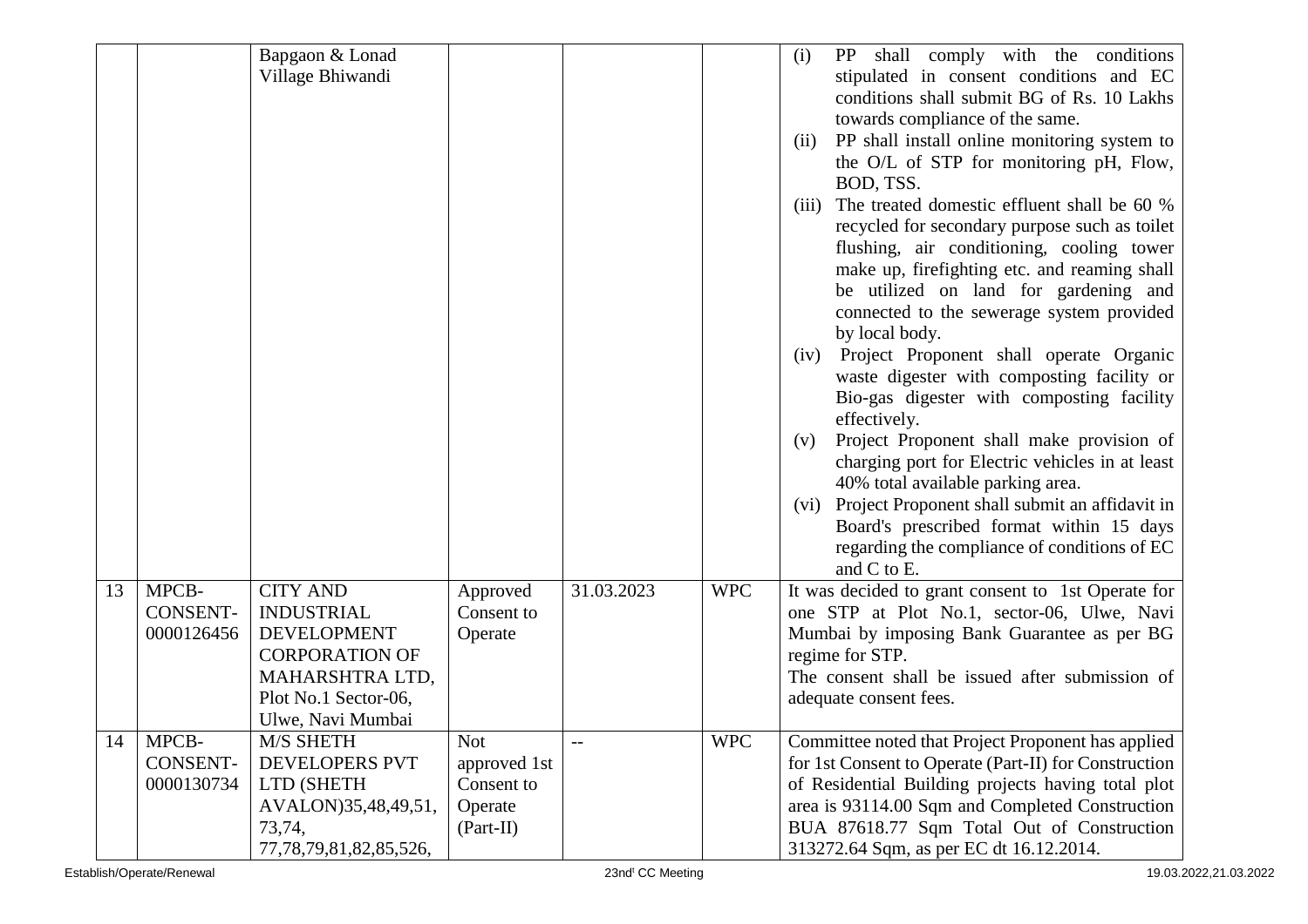| | | | | | | |
|---|---|---|---|---|---|---|
| | | Bapgaon & Lonad Village Bhiwandi | | | | (i) PP shall comply with the conditions stipulated in consent conditions and EC conditions shall submit BG of Rs. 10 Lakhs towards compliance of the same.<br>(ii) PP shall install online monitoring system to the O/L of STP for monitoring pH, Flow, BOD, TSS.<br>(iii) The treated domestic effluent shall be 60 % recycled for secondary purpose such as toilet flushing, air conditioning, cooling tower make up, firefighting etc. and reaming shall be utilized on land for gardening and connected to the sewerage system provided by local body.<br>(iv) Project Proponent shall operate Organic waste digester with composting facility or Bio-gas digester with composting facility effectively.<br>(v) Project Proponent shall make provision of charging port for Electric vehicles in at least 40% total available parking area.<br>(vi) Project Proponent shall submit an affidavit in Board's prescribed format within 15 days regarding the compliance of conditions of EC and C to E. |
| 13 | MPCB-CONSENT-0000126456 | CITY AND INDUSTRIAL DEVELOPMENT CORPORATION OF MAHARSHTRA LTD, Plot No.1 Sector-06, Ulwe, Navi Mumbai | Approved Consent to Operate | 31.03.2023 | WPC | It was decided to grant consent to 1st Operate for one STP at Plot No.1, sector-06, Ulwe, Navi Mumbai by imposing Bank Guarantee as per BG regime for STP.<br>The consent shall be issued after submission of adequate consent fees. |
| 14 | MPCB-CONSENT-0000130734 | M/S SHETH DEVELOPERS PVT LTD (SHETH AVALON)35,48,49,51, 73,74, 77,78,79,81,82,85,526, | Not approved 1st Consent to Operate (Part-II) | -- | WPC | Committee noted that Project Proponent has applied for 1st Consent to Operate (Part-II) for Construction of Residential Building projects having total plot area is 93114.00 Sqm and Completed Construction BUA 87618.77 Sqm Total Out of Construction 313272.64 Sqm, as per EC dt 16.12.2014. |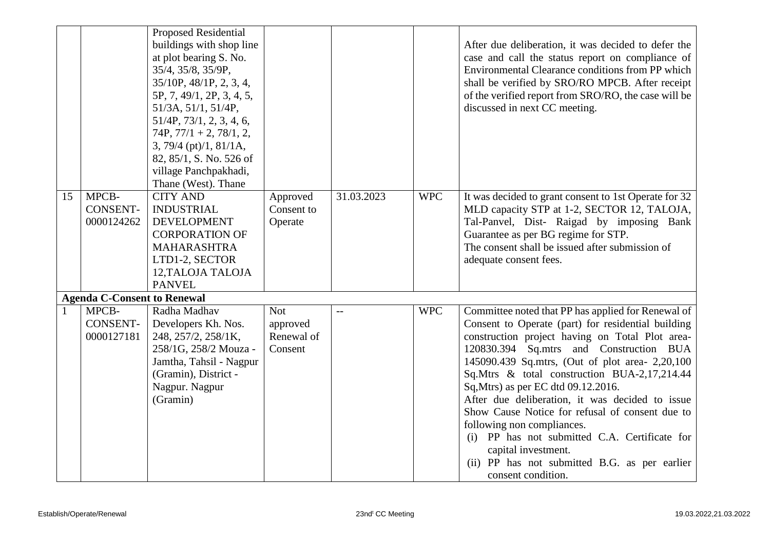|  |  | Proposed Residential buildings with shop line at plot bearing S. No. 35/4, 35/8, 35/9P, 35/10P, 48/1P, 2, 3, 4, 5P, 7, 49/1, 2P, 3, 4, 5, 51/3A, 51/1, 51/4P, 51/4P, 73/1, 2, 3, 4, 6, 74P, 77/1 + 2, 78/1, 2, 3, 79/4 (pt)/1, 81/1A, 82, 85/1, S. No. 526 of village Panchpakhadi, Thane (West). Thane |  |  |  | After due deliberation, it was decided to defer the case and call the status report on compliance of Environmental Clearance conditions from PP which shall be verified by SRO/RO MPCB. After receipt of the verified report from SRO/RO, the case will be discussed in next CC meeting. |
|---|---|---|---|---|---|---|
| 15 | MPCB-CONSENT-0000124262 | CITY AND INDUSTRIAL DEVELOPMENT CORPORATION OF MAHARASHTRA LTD1-2, SECTOR 12,TALOJA TALOJA PANVEL | Approved Consent to Operate | 31.03.2023 | WPC | It was decided to grant consent to 1st Operate for 32 MLD capacity STP at 1-2, SECTOR 12, TALOJA, Tal-Panvel, Dist- Raigad by imposing Bank Guarantee as per BG regime for STP.<br>The consent shall be issued after submission of adequate consent fees. |
| **Agenda C-Consent to Renewal** |  |  |  |  |  |  |
| 1 | MPCB-CONSENT-0000127181 | Radha Madhav Developers Kh. Nos. 248, 257/2, 258/1K, 258/1G, 258/2 Mouza - Jamtha, Tahsil - Nagpur (Gramin), District - Nagpur. Nagpur (Gramin) | Not approved Renewal of Consent | -- | WPC | Committee noted that PP has applied for Renewal of Consent to Operate (part) for residential building construction project having on Total Plot area-120830.394 Sq.mtrs and Construction BUA 145090.439 Sq.mtrs, (Out of plot area- 2,20,100 Sq.Mtrs & total construction BUA-2,17,214.44 Sq,Mtrs) as per EC dtd 09.12.2016.<br>After due deliberation, it was decided to issue Show Cause Notice for refusal of consent due to following non compliances.<br>(i) PP has not submitted C.A. Certificate for capital investment.<br>(ii) PP has not submitted B.G. as per earlier consent condition. |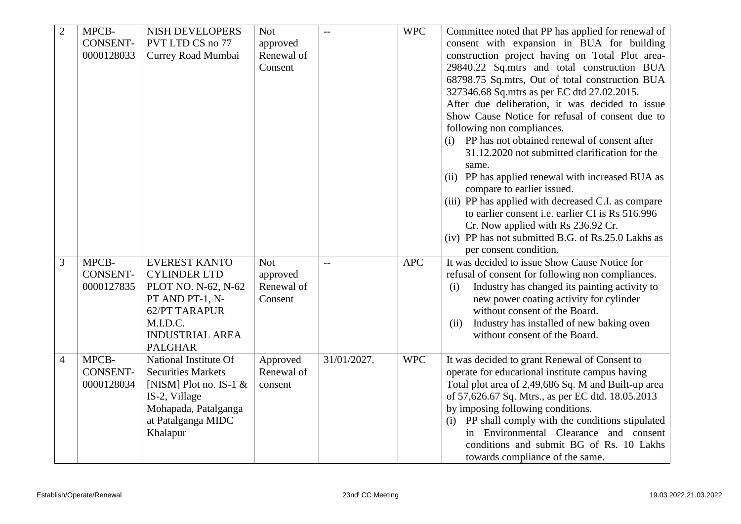| 2 | MPCB-CONSENT-0000128033 | NISH DEVELOPERS PVT LTD CS no 77 Currey Road Mumbai | Not approved Renewal of Consent | -- | WPC | Committee noted that PP has applied for renewal of consent with expansion in BUA for building construction project having on Total Plot area-29840.22 Sq.mtrs and total construction BUA 68798.75 Sq.mtrs, Out of total construction BUA 327346.68 Sq.mtrs as per EC dtd 27.02.2015.<br>After due deliberation, it was decided to issue Show Cause Notice for refusal of consent due to following non compliances.<br>(i) PP has not obtained renewal of consent after 31.12.2020 not submitted clarification for the same.<br>(ii) PP has applied renewal with increased BUA as compare to earlier issued.<br>(iii) PP has applied with decreased C.I. as compare to earlier consent i.e. earlier CI is Rs 516.996 Cr. Now applied with Rs 236.92 Cr.<br>(iv) PP has not submitted B.G. of Rs.25.0 Lakhs as per consent condition. |
|---|---|---|---|---|---|---|
| 3 | MPCB-CONSENT-0000127835 | EVEREST KANTO CYLINDER LTD PLOT NO. N-62, N-62 PT AND PT-1, N-62/PT TARAPUR M.I.D.C. INDUSTRIAL AREA PALGHAR | Not approved Renewal of Consent | -- | APC | It was decided to issue Show Cause Notice for refusal of consent for following non compliances.<br>(i) Industry has changed its painting activity to new power coating activity for cylinder without consent of the Board.<br>(ii) Industry has installed of new baking oven without consent of the Board. |
| 4 | MPCB-CONSENT-0000128034 | National Institute Of Securities Markets [NISM] Plot no. IS-1 & IS-2, Village Mohapada, Patalganga at Patalganga MIDC Khalapur | Approved Renewal of consent | 31/01/2027. | WPC | It was decided to grant Renewal of Consent to operate for educational institute campus having Total plot area of 2,49,686 Sq. M and Built-up area of 57,626.67 Sq. Mtrs., as per EC dtd. 18.05.2013 by imposing following conditions.<br>(i) PP shall comply with the conditions stipulated in Environmental Clearance and consent conditions and submit BG of Rs. 10 Lakhs towards compliance of the same. |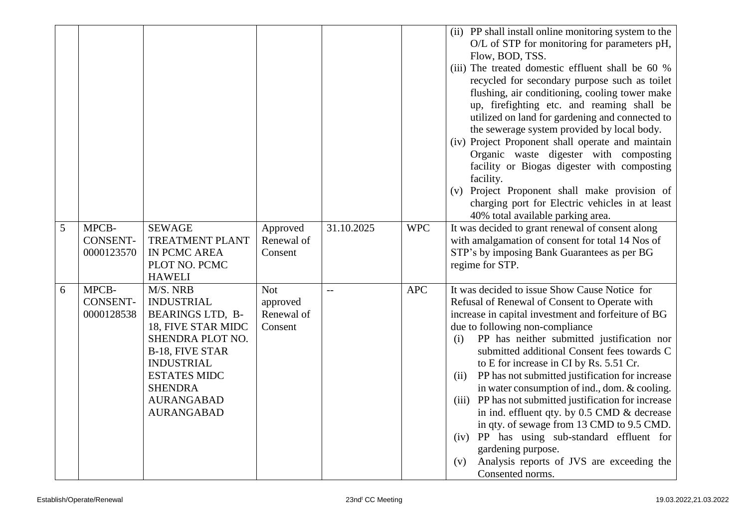| | | | | | | |
|---|---|---|---|---|---|---|
| | | | | | | (ii) PP shall install online monitoring system to the O/L of STP for monitoring for parameters pH, Flow, BOD, TSS.<br>(iii) The treated domestic effluent shall be 60 % recycled for secondary purpose such as toilet flushing, air conditioning, cooling tower make up, firefighting etc. and reaming shall be utilized on land for gardening and connected to the sewerage system provided by local body.<br>(iv) Project Proponent shall operate and maintain Organic waste digester with composting facility or Biogas digester with composting facility.<br>(v) Project Proponent shall make provision of charging port for Electric vehicles in at least 40% total available parking area. |
| 5 | MPCB-CONSENT-0000123570 | SEWAGE TREATMENT PLANT IN PCMC AREA PLOT NO. PCMC HAWELI | Approved Renewal of Consent | 31.10.2025 | WPC | It was decided to grant renewal of consent along with amalgamation of consent for total 14 Nos of STP's by imposing Bank Guarantees as per BG regime for STP. |
| 6 | MPCB-CONSENT-0000128538 | M/S. NRB INDUSTRIAL BEARINGS LTD, B-18, FIVE STAR MIDC SHENDRA PLOT NO. B-18, FIVE STAR INDUSTRIAL ESTATES MIDC SHENDRA AURANGABAD AURANGABAD | Not approved Renewal of Consent | -- | APC | It was decided to issue Show Cause Notice for Refusal of Renewal of Consent to Operate with increase in capital investment and forfeiture of BG due to following non-compliance<br>(i) PP has neither submitted justification nor submitted additional Consent fees towards C to E for increase in CI by Rs. 5.51 Cr.<br>(ii) PP has not submitted justification for increase in water consumption of ind., dom. & cooling.<br>(iii) PP has not submitted justification for increase in ind. effluent qty. by 0.5 CMD & decrease in qty. of sewage from 13 CMD to 9.5 CMD.<br>(iv) PP has using sub-standard effluent for gardening purpose.<br>(v) Analysis reports of JVS are exceeding the Consented norms. |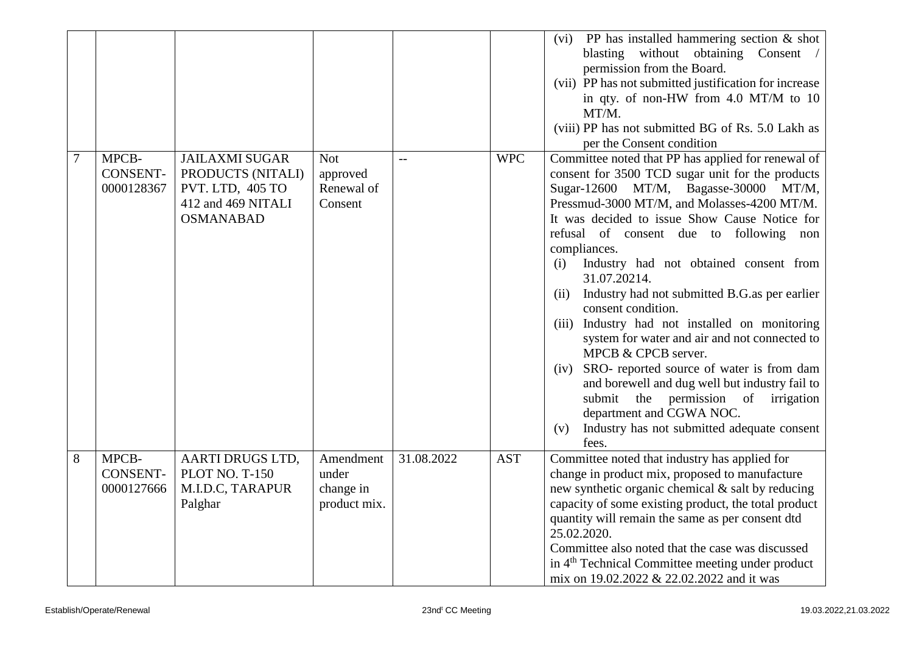|   |   |   |   |   |   |   |
|---|---|---|---|---|---|---|
|  |  |  |  |  |  | (vi) PP has installed hammering section & shot blasting without obtaining Consent / permission from the Board.<br>(vii) PP has not submitted justification for increase in qty. of non-HW from 4.0 MT/M to 10 MT/M.<br>(viii) PP has not submitted BG of Rs. 5.0 Lakh as per the Consent condition |
| 7 | MPCB-CONSENT-0000128367 | JAILAXMI SUGAR PRODUCTS (NITALI) PVT. LTD, 405 TO 412 and 469 NITALI OSMANABAD | Not approved Renewal of Consent | -- | WPC | Committee noted that PP has applied for renewal of consent for 3500 TCD sugar unit for the products Sugar-12600 MT/M, Bagasse-30000 MT/M, Pressmud-3000 MT/M, and Molasses-4200 MT/M. It was decided to issue Show Cause Notice for refusal of consent due to following non compliances.<br>(i) Industry had not obtained consent from 31.07.20214.<br>(ii) Industry had not submitted B.G.as per earlier consent condition.<br>(iii) Industry had not installed on monitoring system for water and air and not connected to MPCB & CPCB server.<br>(iv) SRO- reported source of water is from dam and borewell and dug well but industry fail to submit the permission of irrigation department and CGWA NOC.<br>(v) Industry has not submitted adequate consent fees. |
| 8 | MPCB-CONSENT-0000127666 | AARTI DRUGS LTD, PLOT NO. T-150 M.I.D.C, TARAPUR Palghar | Amendment under change in product mix. | 31.08.2022 | AST | Committee noted that industry has applied for change in product mix, proposed to manufacture new synthetic organic chemical & salt by reducing capacity of some existing product, the total product quantity will remain the same as per consent dtd 25.02.2020.<br>Committee also noted that the case was discussed in 4th Technical Committee meeting under product mix on 19.02.2022 & 22.02.2022 and it was |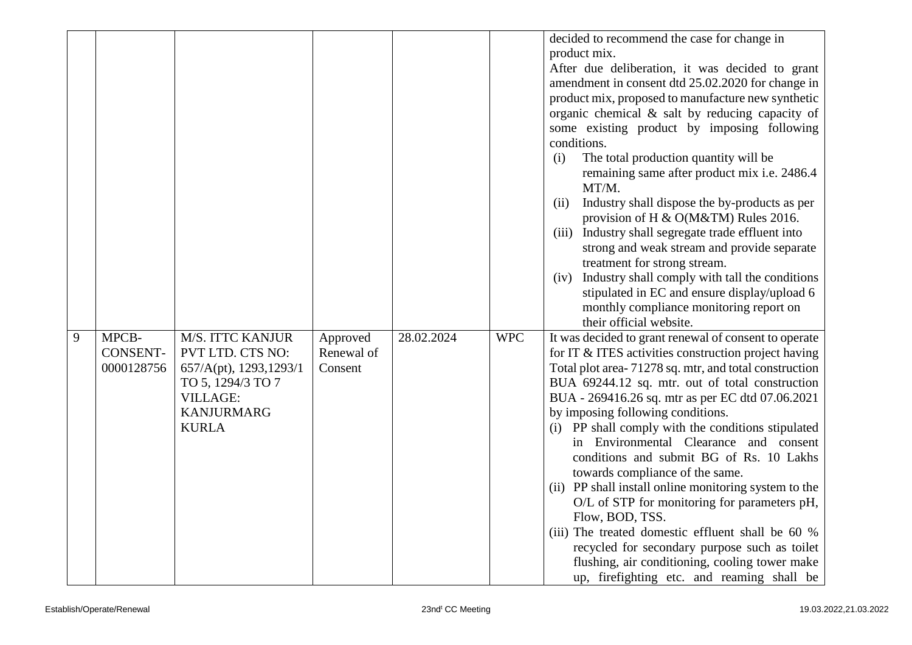| | | | | | | |
|---|---|---|---|---|---|---|
| | | | | | | decided to recommend the case for change in product mix.<br>After due deliberation, it was decided to grant amendment in consent dtd 25.02.2020 for change in product mix, proposed to manufacture new synthetic organic chemical & salt by reducing capacity of some existing product by imposing following conditions.<br>(i) The total production quantity will be remaining same after product mix i.e. 2486.4 MT/M.<br>(ii) Industry shall dispose the by-products as per provision of H & O(M&TM) Rules 2016.<br>(iii) Industry shall segregate trade effluent into strong and weak stream and provide separate treatment for strong stream.<br>(iv) Industry shall comply with tall the conditions stipulated in EC and ensure display/upload 6 monthly compliance monitoring report on their official website. |
| 9 | MPCB-CONSENT-0000128756 | M/S. ITTC KANJUR PVT LTD. CTS NO: 657/A(pt), 1293,1293/1 TO 5, 1294/3 TO 7 VILLAGE: KANJURMARG KURLA | Approved Renewal of Consent | 28.02.2024 | WPC | It was decided to grant renewal of consent to operate for IT & ITES activities construction project having Total plot area- 71278 sq. mtr, and total construction BUA 69244.12 sq. mtr. out of total construction BUA - 269416.26 sq. mtr as per EC dtd 07.06.2021 by imposing following conditions.<br>(i) PP shall comply with the conditions stipulated in Environmental Clearance and consent conditions and submit BG of Rs. 10 Lakhs towards compliance of the same.<br>(ii) PP shall install online monitoring system to the O/L of STP for monitoring for parameters pH, Flow, BOD, TSS.<br>(iii) The treated domestic effluent shall be 60 % recycled for secondary purpose such as toilet flushing, air conditioning, cooling tower make up, firefighting etc. and reaming shall be |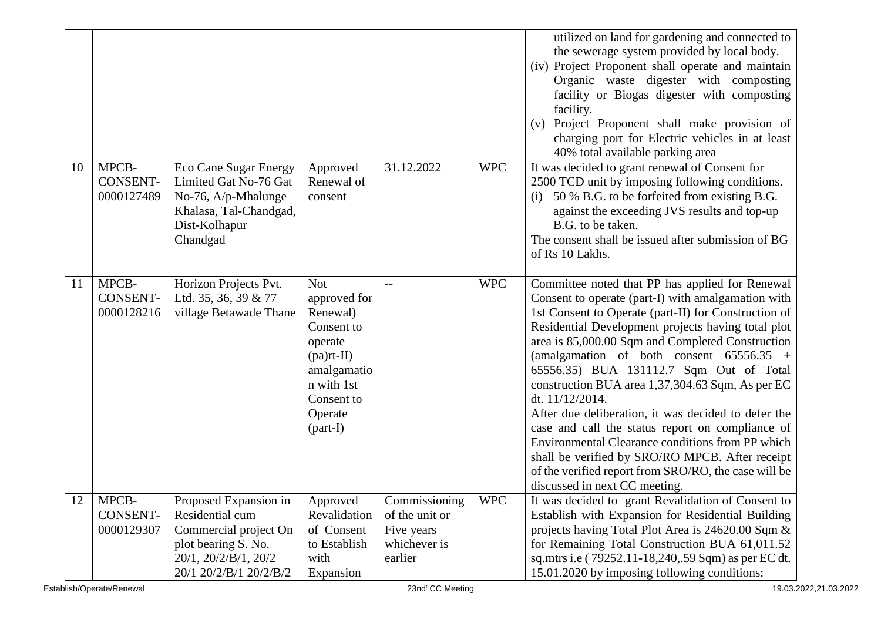| | | | | | | |
|---|---|---|---|---|---|---|
| | | | | | | utilized on land for gardening and connected to the sewerage system provided by local body.<br>(iv) Project Proponent shall operate and maintain Organic waste digester with composting facility or Biogas digester with composting facility.<br>(v) Project Proponent shall make provision of charging port for Electric vehicles in at least 40% total available parking area |
| 10 | MPCB-CONSENT-0000127489 | Eco Cane Sugar Energy Limited Gat No-76 Gat No-76, A/p-Mhalunge Khalasa, Tal-Chandgad, Dist-Kolhapur Chandgad | Approved Renewal of consent | 31.12.2022 | WPC | It was decided to grant renewal of Consent for 2500 TCD unit by imposing following conditions.<br>(i) 50 % B.G. to be forfeited from existing B.G. against the exceeding JVS results and top-up B.G. to be taken.<br>The consent shall be issued after submission of BG of Rs 10 Lakhs. |
| 11 | MPCB-CONSENT-0000128216 | Horizon Projects Pvt. Ltd. 35, 36, 39 & 77 village Betawade Thane | Not approved for Renewal) Consent to operate (pa)rt-II) amalgamation with 1st Consent to Operate (part-I) | -- | WPC | Committee noted that PP has applied for Renewal Consent to operate (part-I) with amalgamation with 1st Consent to Operate (part-II) for Construction of Residential Development projects having total plot area is 85,000.00 Sqm and Completed Construction (amalgamation of both consent 65556.35 + 65556.35) BUA 131112.7 Sqm Out of Total construction BUA area 1,37,304.63 Sqm, As per EC dt. 11/12/2014.<br>After due deliberation, it was decided to defer the case and call the status report on compliance of Environmental Clearance conditions from PP which shall be verified by SRO/RO MPCB. After receipt of the verified report from SRO/RO, the case will be discussed in next CC meeting. |
| 12 | MPCB-CONSENT-0000129307 | Proposed Expansion in Residential cum Commercial project On plot bearing S. No. 20/1, 20/2/B/1, 20/2 20/1 20/2/B/1 20/2/B/2 | Approved Revalidation of Consent to Establish with Expansion | Commissioning of the unit or Five years whichever is earlier | WPC | It was decided to grant Revalidation of Consent to Establish with Expansion for Residential Building projects having Total Plot Area is 24620.00 Sqm & for Remaining Total Construction BUA 61,011.52 sq.mtrs i.e ( 79252.11-18,240,.59 Sqm) as per EC dt. 15.01.2020 by imposing following conditions: |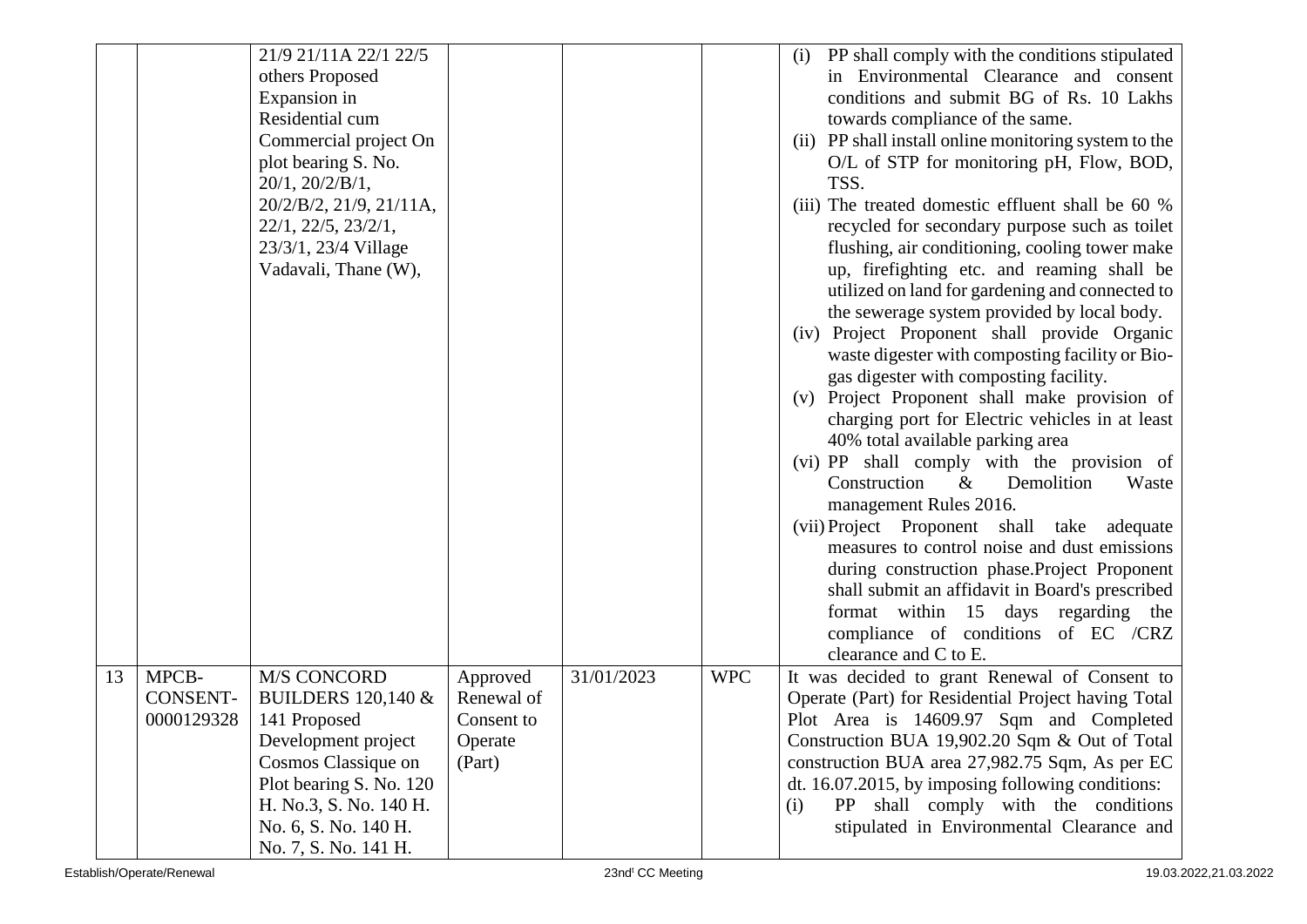| | | | | | | |
|---|---|---|---|---|---|---|
| | | 21/9 21/11A 22/1 22/5 others Proposed Expansion in Residential cum Commercial project On plot bearing S. No. 20/1, 20/2/B/1, 20/2/B/2, 21/9, 21/11A, 22/1, 22/5, 23/2/1, 23/3/1, 23/4 Village Vadavali, Thane (W), | | | | (i) PP shall comply with the conditions stipulated in Environmental Clearance and consent conditions and submit BG of Rs. 10 Lakhs towards compliance of the same.<br>(ii) PP shall install online monitoring system to the O/L of STP for monitoring pH, Flow, BOD, TSS.<br>(iii) The treated domestic effluent shall be 60 % recycled for secondary purpose such as toilet flushing, air conditioning, cooling tower make up, firefighting etc. and reaming shall be utilized on land for gardening and connected to the sewerage system provided by local body.<br>(iv) Project Proponent shall provide Organic waste digester with composting facility or Bio-gas digester with composting facility.<br>(v) Project Proponent shall make provision of charging port for Electric vehicles in at least 40% total available parking area<br>(vi) PP shall comply with the provision of Construction & Demolition Waste management Rules 2016.<br>(vii) Project Proponent shall take adequate measures to control noise and dust emissions during construction phase.Project Proponent shall submit an affidavit in Board's prescribed format within 15 days regarding the compliance of conditions of EC /CRZ clearance and C to E. |
| 13 | MPCB-CONSENT-0000129328 | M/S CONCORD BUILDERS 120,140 & 141 Proposed Development project Cosmos Classique on Plot bearing S. No. 120 H. No.3, S. No. 140 H. No. 6, S. No. 140 H. No. 7, S. No. 141 H. | Approved Renewal of Consent to Operate (Part) | 31/01/2023 | WPC | It was decided to grant Renewal of Consent to Operate (Part) for Residential Project having Total Plot Area is 14609.97 Sqm and Completed Construction BUA 19,902.20 Sqm & Out of Total construction BUA area 27,982.75 Sqm, As per EC dt. 16.07.2015, by imposing following conditions:<br>(i) PP shall comply with the conditions stipulated in Environmental Clearance and |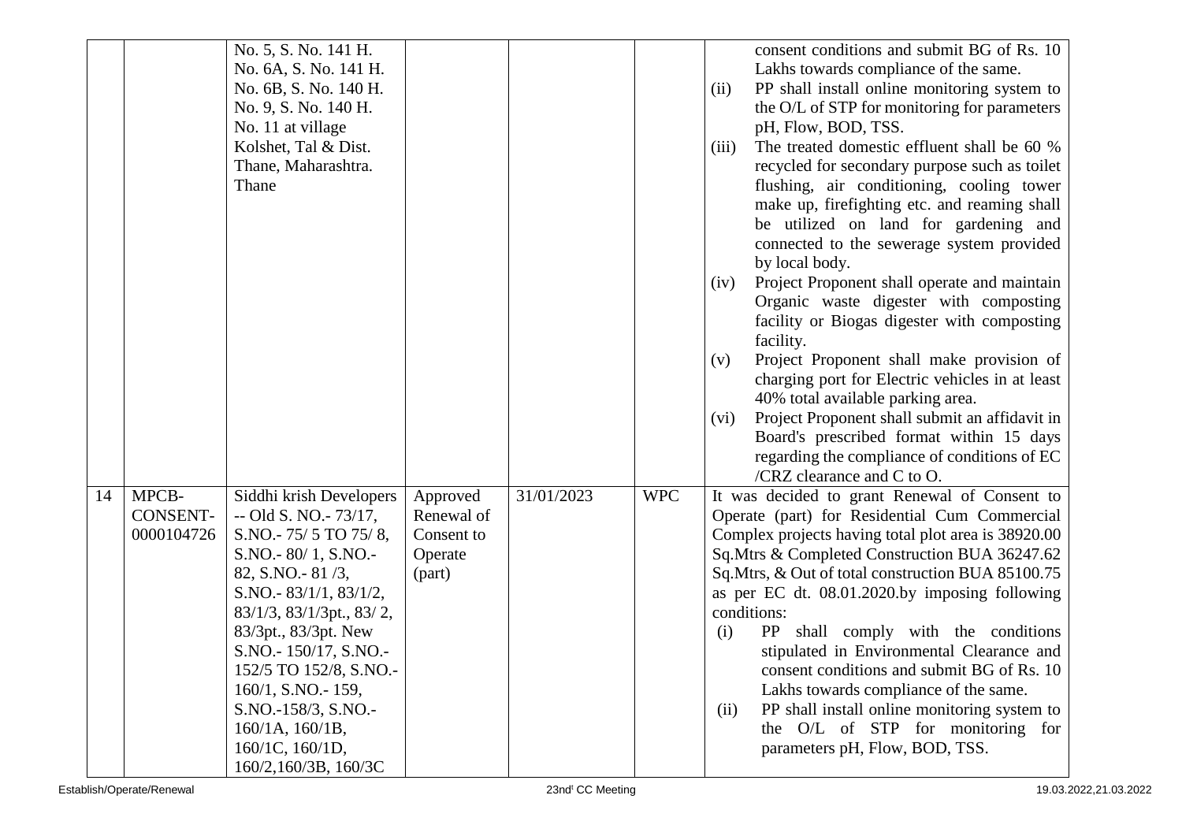| | | | | | | |
|---|---|---|---|---|---|---|
| | | No. 5, S. No. 141 H. No. 6A, S. No. 141 H. No. 6B, S. No. 140 H. No. 9, S. No. 140 H. No. 11 at village Kolshet, Tal & Dist. Thane, Maharashtra. Thane | | | | consent conditions and submit BG of Rs. 10 Lakhs towards compliance of the same.<br>(ii) PP shall install online monitoring system to the O/L of STP for monitoring for parameters pH, Flow, BOD, TSS.<br>(iii) The treated domestic effluent shall be 60 % recycled for secondary purpose such as toilet flushing, air conditioning, cooling tower make up, firefighting etc. and reaming shall be utilized on land for gardening and connected to the sewerage system provided by local body.<br>(iv) Project Proponent shall operate and maintain Organic waste digester with composting facility or Biogas digester with composting facility.<br>(v) Project Proponent shall make provision of charging port for Electric vehicles in at least 40% total available parking area.<br>(vi) Project Proponent shall submit an affidavit in Board's prescribed format within 15 days regarding the compliance of conditions of EC /CRZ clearance and C to O. |
| 14 | MPCB-CONSENT-0000104726 | Siddhi krish Developers -- Old S. NO.- 73/17, S.NO.- 75/ 5 TO 75/ 8, S.NO.- 80/ 1, S.NO.- 82, S.NO.- 81 /3, S.NO.- 83/1/1, 83/1/2, 83/1/3, 83/1/3pt., 83/ 2, 83/3pt., 83/3pt. New S.NO.- 150/17, S.NO.- 152/5 TO 152/8, S.NO.- 160/1, S.NO.- 159, S.NO.-158/3, S.NO.- 160/1A, 160/1B, 160/1C, 160/1D, 160/2,160/3B, 160/3C | Approved Renewal of Consent to Operate (part) | 31/01/2023 | WPC | It was decided to grant Renewal of Consent to Operate (part) for Residential Cum Commercial Complex projects having total plot area is 38920.00 Sq.Mtrs & Completed Construction BUA 36247.62 Sq.Mtrs, & Out of total construction BUA 85100.75 as per EC dt. 08.01.2020.by imposing following conditions:<br>(i) PP shall comply with the conditions stipulated in Environmental Clearance and consent conditions and submit BG of Rs. 10 Lakhs towards compliance of the same.<br>(ii) PP shall install online monitoring system to the O/L of STP for monitoring for parameters pH, Flow, BOD, TSS. |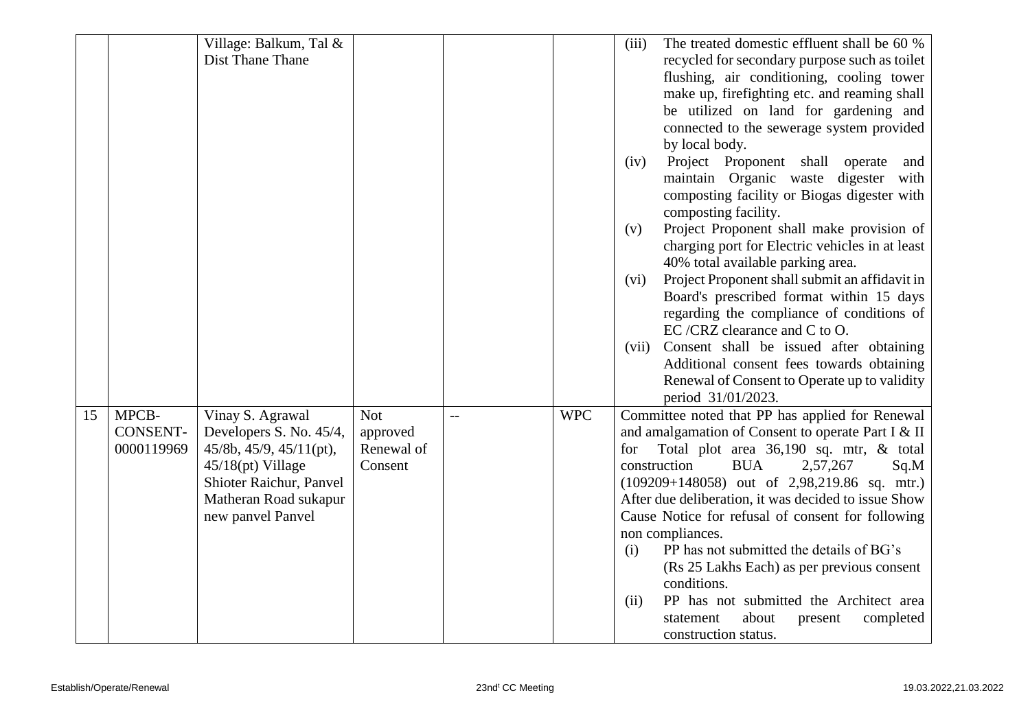| | | | | | | |
|---|---|---|---|---|---|---|
| | | Village: Balkum, Tal & Dist Thane Thane | | | | (iii) The treated domestic effluent shall be 60 % recycled for secondary purpose such as toilet flushing, air conditioning, cooling tower make up, firefighting etc. and reaming shall be utilized on land for gardening and connected to the sewerage system provided by local body.<br>(iv) Project Proponent shall operate and maintain Organic waste digester with composting facility or Biogas digester with composting facility.<br>(v) Project Proponent shall make provision of charging port for Electric vehicles in at least 40% total available parking area.<br>(vi) Project Proponent shall submit an affidavit in Board's prescribed format within 15 days regarding the compliance of conditions of EC /CRZ clearance and C to O.<br>(vii) Consent shall be issued after obtaining Additional consent fees towards obtaining Renewal of Consent to Operate up to validity period 31/01/2023. |
| 15 | MPCB-CONSENT-0000119969 | Vinay S. Agrawal Developers S. No. 45/4, 45/8b, 45/9, 45/11(pt), 45/18(pt) Village Shioter Raichur, Panvel Matheran Road sukapur new panvel Panvel | Not approved Renewal of Consent | -- | WPC | Committee noted that PP has applied for Renewal and amalgamation of Consent to operate Part I & II for Total plot area 36,190 sq. mtr, & total construction BUA 2,57,267 Sq.M (109209+148058) out of 2,98,219.86 sq. mtr.) After due deliberation, it was decided to issue Show Cause Notice for refusal of consent for following non compliances.<br>(i) PP has not submitted the details of BG's (Rs 25 Lakhs Each) as per previous consent conditions.<br>(ii) PP has not submitted the Architect area statement about present completed construction status. |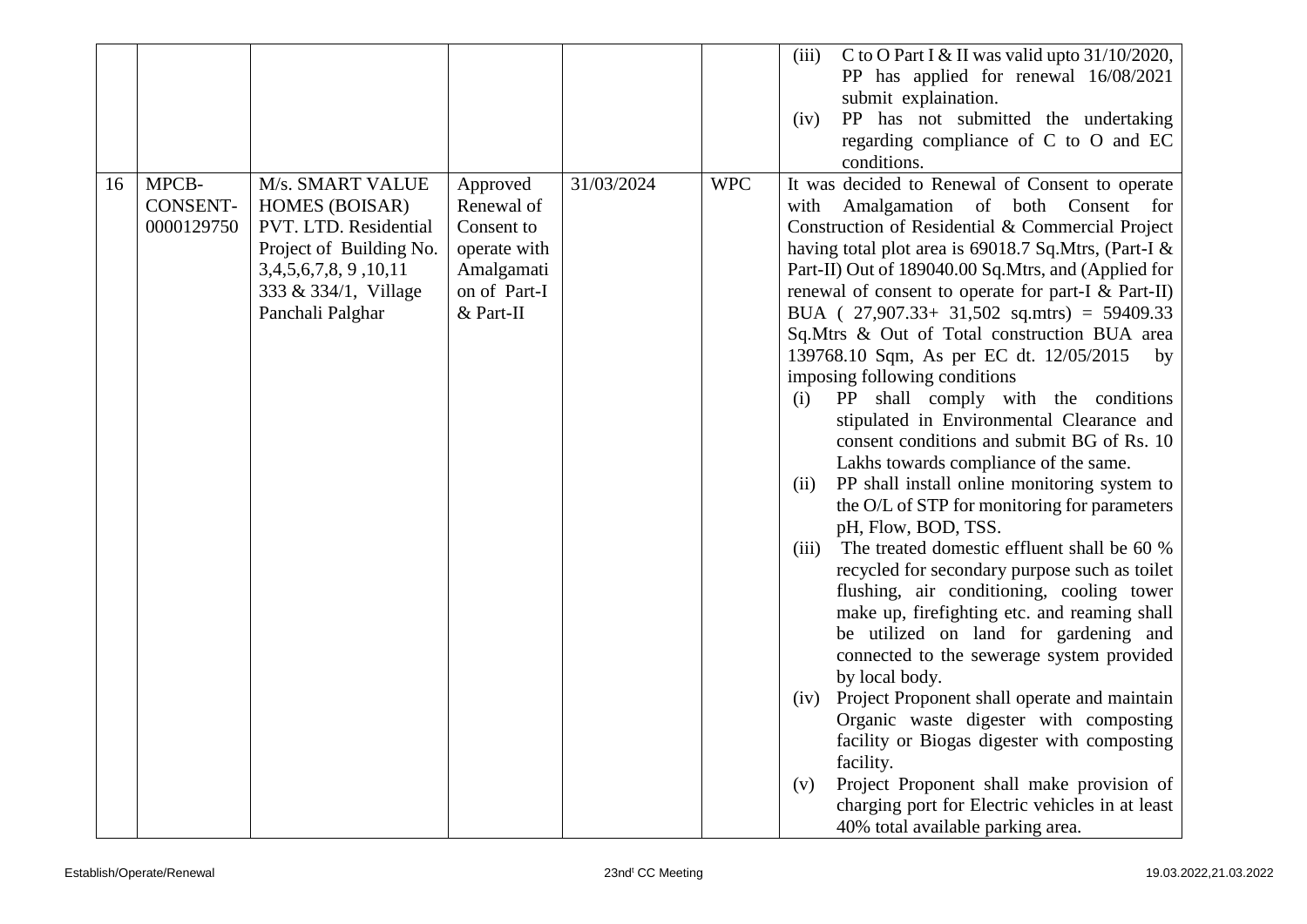| | | | | | | |
|---|---|---|---|---|---|---|
| | | | | | | (iii) C to O Part I & II was valid upto 31/10/2020, PP has applied for renewal 16/08/2021 submit explaination.<br>(iv) PP has not submitted the undertaking regarding compliance of C to O and EC conditions. |
| 16 | MPCB-CONSENT-0000129750 | M/s. SMART VALUE HOMES (BOISAR) PVT. LTD. Residential Project of Building No. 3,4,5,6,7,8, 9 ,10,11 333 & 334/1, Village Panchali Palghar | Approved Renewal of Consent to operate with Amalgamation of Part-I & Part-II | 31/03/2024 | WPC | It was decided to Renewal of Consent to operate with Amalgamation of both Consent for Construction of Residential & Commercial Project having total plot area is 69018.7 Sq.Mtrs, (Part-I & Part-II) Out of 189040.00 Sq.Mtrs, and (Applied for renewal of consent to operate for part-I & Part-II) BUA ( 27,907.33+ 31,502 sq.mtrs) = 59409.33 Sq.Mtrs & Out of Total construction BUA area 139768.10 Sqm, As per EC dt. 12/05/2015 by imposing following conditions<br>(i) PP shall comply with the conditions stipulated in Environmental Clearance and consent conditions and submit BG of Rs. 10 Lakhs towards compliance of the same.<br>(ii) PP shall install online monitoring system to the O/L of STP for monitoring for parameters pH, Flow, BOD, TSS.<br>(iii) The treated domestic effluent shall be 60 % recycled for secondary purpose such as toilet flushing, air conditioning, cooling tower make up, firefighting etc. and reaming shall be utilized on land for gardening and connected to the sewerage system provided by local body.<br>(iv) Project Proponent shall operate and maintain Organic waste digester with composting facility or Biogas digester with composting facility.<br>(v) Project Proponent shall make provision of charging port for Electric vehicles in at least 40% total available parking area. |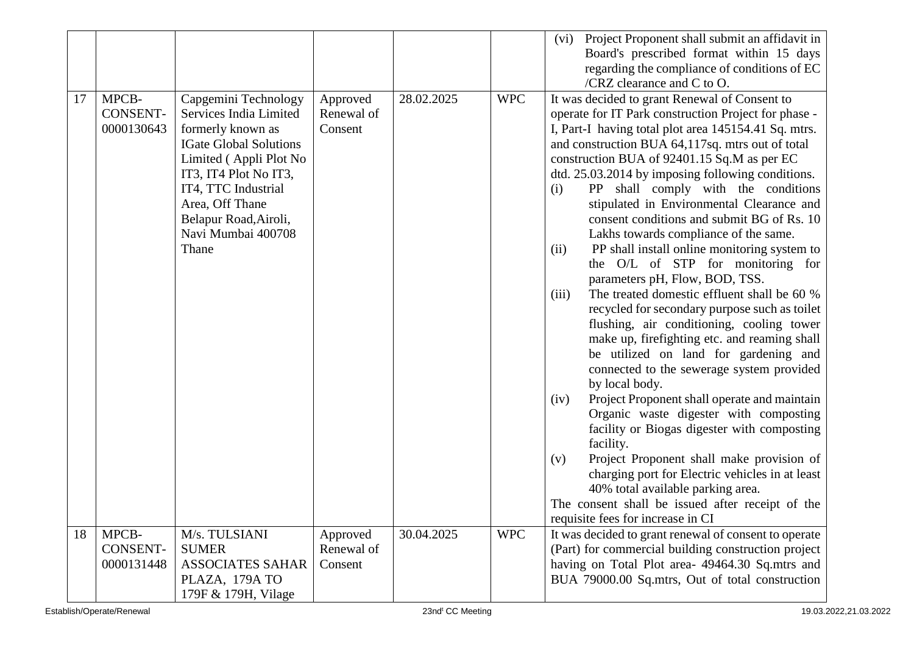| | | | | | | |
|---|---|---|---|---|---|---|
| | | | | | | (vi) Project Proponent shall submit an affidavit in Board's prescribed format within 15 days regarding the compliance of conditions of EC /CRZ clearance and C to O. |
| 17 | MPCB-CONSENT-0000130643 | Capgemini Technology Services India Limited formerly known as IGate Global Solutions Limited ( Appli Plot No IT3, IT4 Plot No IT3, IT4, TTC Industrial Area, Off Thane Belapur Road,Airoli, Navi Mumbai 400708 Thane | Approved Renewal of Consent | 28.02.2025 | WPC | It was decided to grant Renewal of Consent to operate for IT Park construction Project for phase - I, Part-I having total plot area 145154.41 Sq. mtrs. and construction BUA 64,117sq. mtrs out of total construction BUA of 92401.15 Sq.M as per EC dtd. 25.03.2014 by imposing following conditions.<br>(i) PP shall comply with the conditions stipulated in Environmental Clearance and consent conditions and submit BG of Rs. 10 Lakhs towards compliance of the same.<br>(ii) PP shall install online monitoring system to the O/L of STP for monitoring for parameters pH, Flow, BOD, TSS.<br>(iii) The treated domestic effluent shall be 60 % recycled for secondary purpose such as toilet flushing, air conditioning, cooling tower make up, firefighting etc. and reaming shall be utilized on land for gardening and connected to the sewerage system provided by local body.<br>(iv) Project Proponent shall operate and maintain Organic waste digester with composting facility or Biogas digester with composting facility.<br>(v) Project Proponent shall make provision of charging port for Electric vehicles in at least 40% total available parking area.<br>The consent shall be issued after receipt of the requisite fees for increase in CI |
| 18 | MPCB-CONSENT-0000131448 | M/s. TULSIANI SUMER ASSOCIATES SAHAR PLAZA, 179A TO 179F & 179H, Vilage | Approved Renewal of Consent | 30.04.2025 | WPC | It was decided to grant renewal of consent to operate (Part) for commercial building construction project having on Total Plot area- 49464.30 Sq.mtrs and BUA 79000.00 Sq.mtrs, Out of total construction |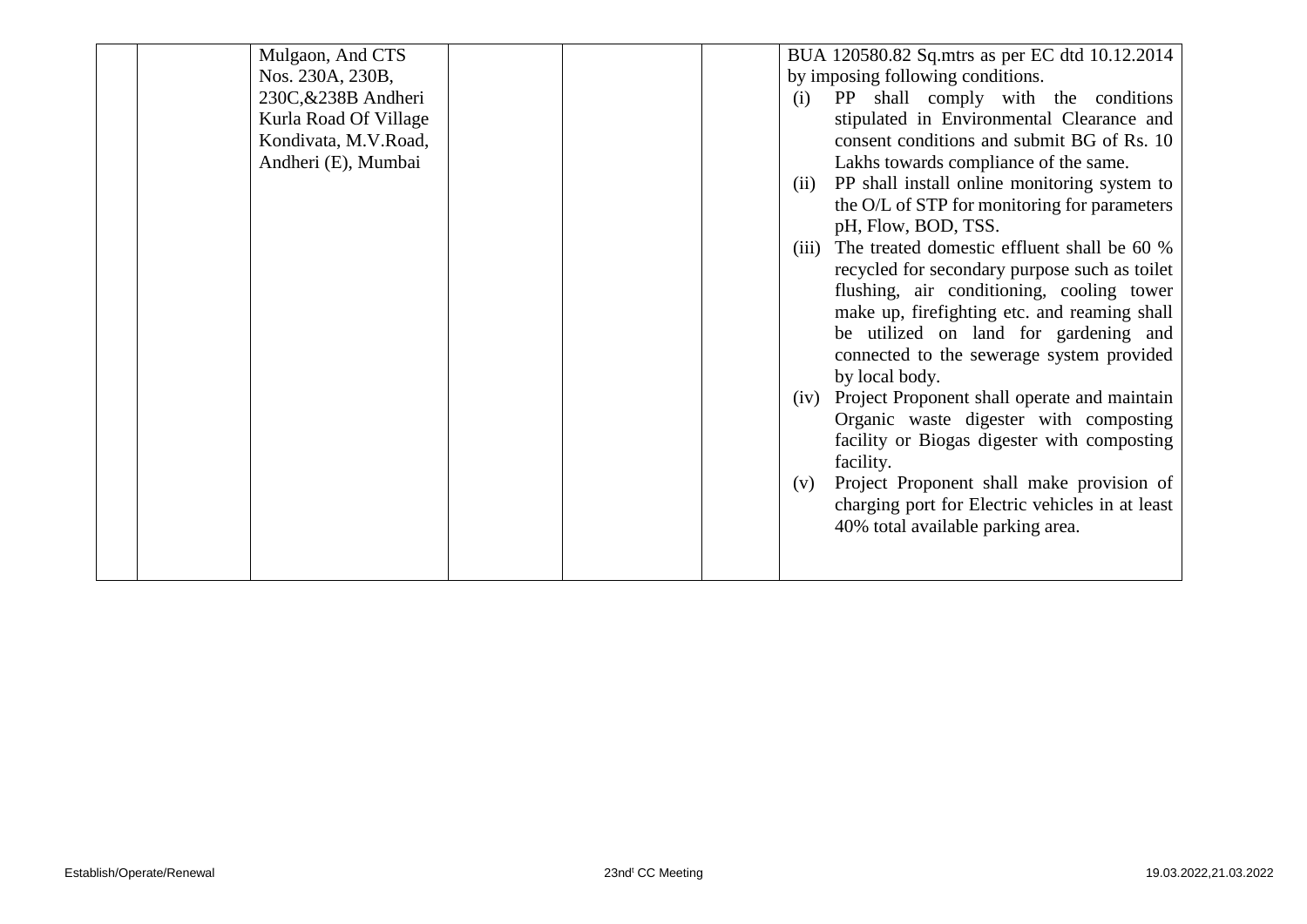| | | | | | | |
|---|---|---|---|---|---|---|
| | | Mulgaon, And CTS Nos. 230A, 230B, 230C,&238B Andheri Kurla Road Of Village Kondivata, M.V.Road, Andheri (E), Mumbai | | | | BUA 120580.82 Sq.mtrs as per EC dtd 10.12.2014 by imposing following conditions.<br>(i) PP shall comply with the conditions stipulated in Environmental Clearance and consent conditions and submit BG of Rs. 10 Lakhs towards compliance of the same.<br>(ii) PP shall install online monitoring system to the O/L of STP for monitoring for parameters pH, Flow, BOD, TSS.<br>(iii) The treated domestic effluent shall be 60 % recycled for secondary purpose such as toilet flushing, air conditioning, cooling tower make up, firefighting etc. and reaming shall be utilized on land for gardening and connected to the sewerage system provided by local body.<br>(iv) Project Proponent shall operate and maintain Organic waste digester with composting facility or Biogas digester with composting facility.<br>(v) Project Proponent shall make provision of charging port for Electric vehicles in at least 40% total available parking area. |